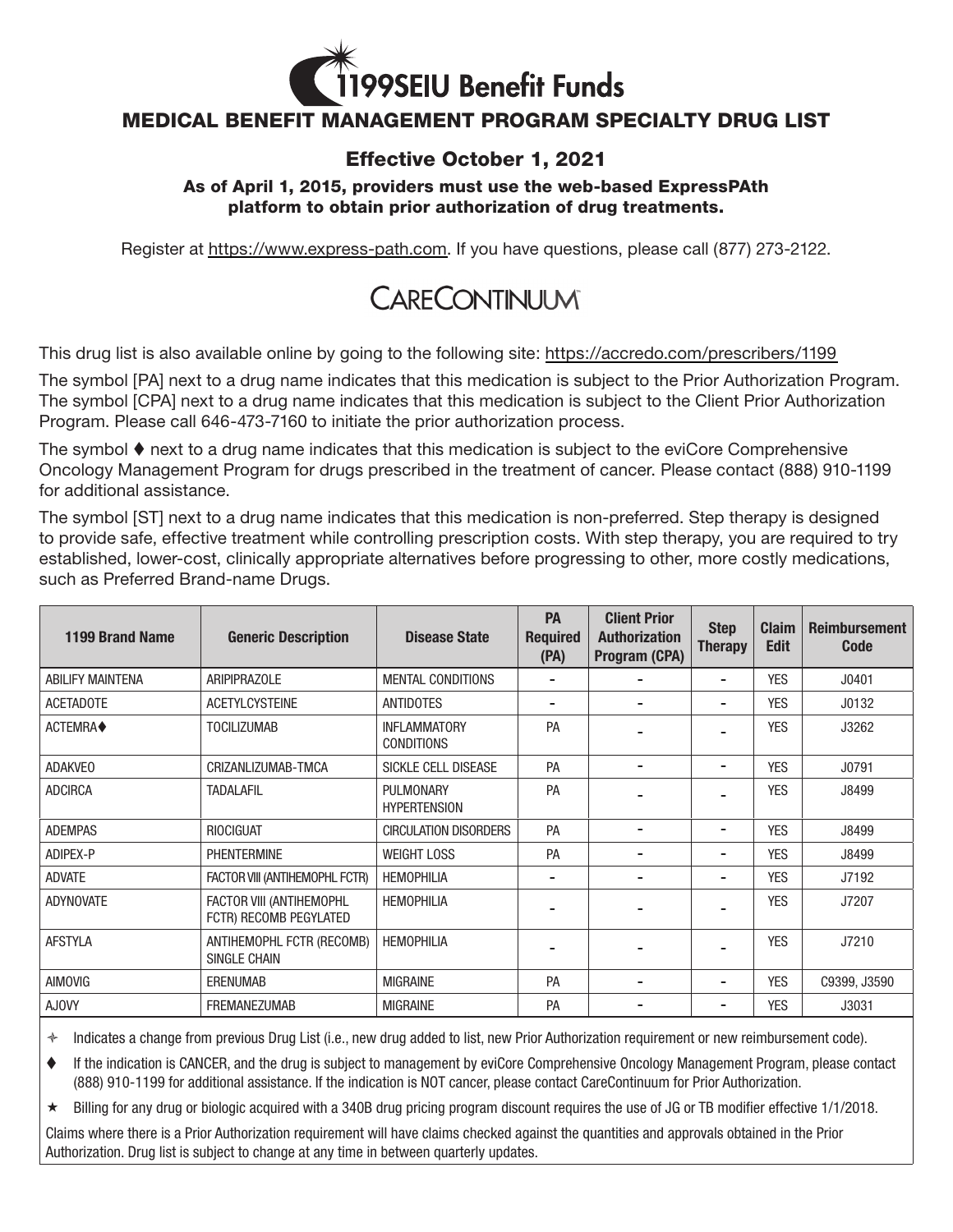# 1199SEIU Benefit Funds

## MEDICAL BENEFIT MANAGEMENT PROGRAM SPECIALTY DRUG LIST

### Effective October 1, 2021

**As of April 1, 2015, providers must use the web-based ExpressPAth platform to obtain prior authorization of drug treatments.**

Register at https://www.express-path.com. If you have questions, please call (877) 273-2122.

CARECONTINUUM

This drug list is also available online by going to the following site: https://accredo.com/prescribers/1199

The symbol [PA] next to a drug name indicates that this medication is subject to the Prior Authorization Program. The symbol [CPA] next to a drug name indicates that this medication is subject to the Client Prior Authorization Program. Please call 646-473-7160 to initiate the prior authorization process.

The symbol ♦ next to a drug name indicates that this medication is subject to the eviCore Comprehensive Oncology Management Program for drugs prescribed in the treatment of cancer. Please contact (888) 910-1199 for additional assistance.

The symbol [ST] next to a drug name indicates that this medication is non-preferred. Step therapy is designed to provide safe, effective treatment while controlling prescription costs. With step therapy, you are required to try established, lower-cost, clinically appropriate alternatives before progressing to other, more costly medications, such as Preferred Brand-name Drugs.

| 1199 Brand Name | Generic Description | Disease State | PA Required (PA) | Client Prior Authorization Program (CPA) | Step Therapy | Claim Edit | Reimbursement Code |
|---|---|---|---|---|---|---|---|
| ABILIFY MAINTENA | ARIPIPRAZOLE | MENTAL CONDITIONS | - | - | - | YES | J0401 |
| ACETADOTE | ACETYLCYSTEINE | ANTIDOTES | - | - | - | YES | J0132 |
| ACTEMRA♦ | TOCILIZUMAB | INFLAMMATORY CONDITIONS | PA | - | - | YES | J3262 |
| ADAKVEO | CRIZANLIZUMAB-TMCA | SICKLE CELL DISEASE | PA | - | - | YES | J0791 |
| ADCIRCA | TADALAFIL | PULMONARY HYPERTENSION | PA | - | - | YES | J8499 |
| ADEMPAS | RIOCIGUAT | CIRCULATION DISORDERS | PA | - | - | YES | J8499 |
| ADIPEX-P | PHENTERMINE | WEIGHT LOSS | PA | - | - | YES | J8499 |
| ADVATE | FACTOR VIII (ANTIHEMOPHL FCTR) | HEMOPHILIA | - | - | - | YES | J7192 |
| ADYNOVATE | FACTOR VIII (ANTIHEMOPHL FCTR) RECOMB PEGYLATED | HEMOPHILIA | - | - | - | YES | J7207 |
| AFSTYLA | ANTIHEMOPHL FCTR (RECOMB) SINGLE CHAIN | HEMOPHILIA | - | - | - | YES | J7210 |
| AIMOVIG | ERENUMAB | MIGRAINE | PA | - | - | YES | C9399, J3590 |
| AJOVY | FREMANEZUMAB | MIGRAINE | PA | - | - | YES | J3031 |

✧ Indicates a change from previous Drug List (i.e., new drug added to list, new Prior Authorization requirement or new reimbursement code).

♦ If the indication is CANCER, and the drug is subject to management by eviCore Comprehensive Oncology Management Program, please contact (888) 910-1199 for additional assistance. If the indication is NOT cancer, please contact CareContinuum for Prior Authorization.

★ Billing for any drug or biologic acquired with a 340B drug pricing program discount requires the use of JG or TB modifier effective 1/1/2018.

Claims where there is a Prior Authorization requirement will have claims checked against the quantities and approvals obtained in the Prior Authorization. Drug list is subject to change at any time in between quarterly updates.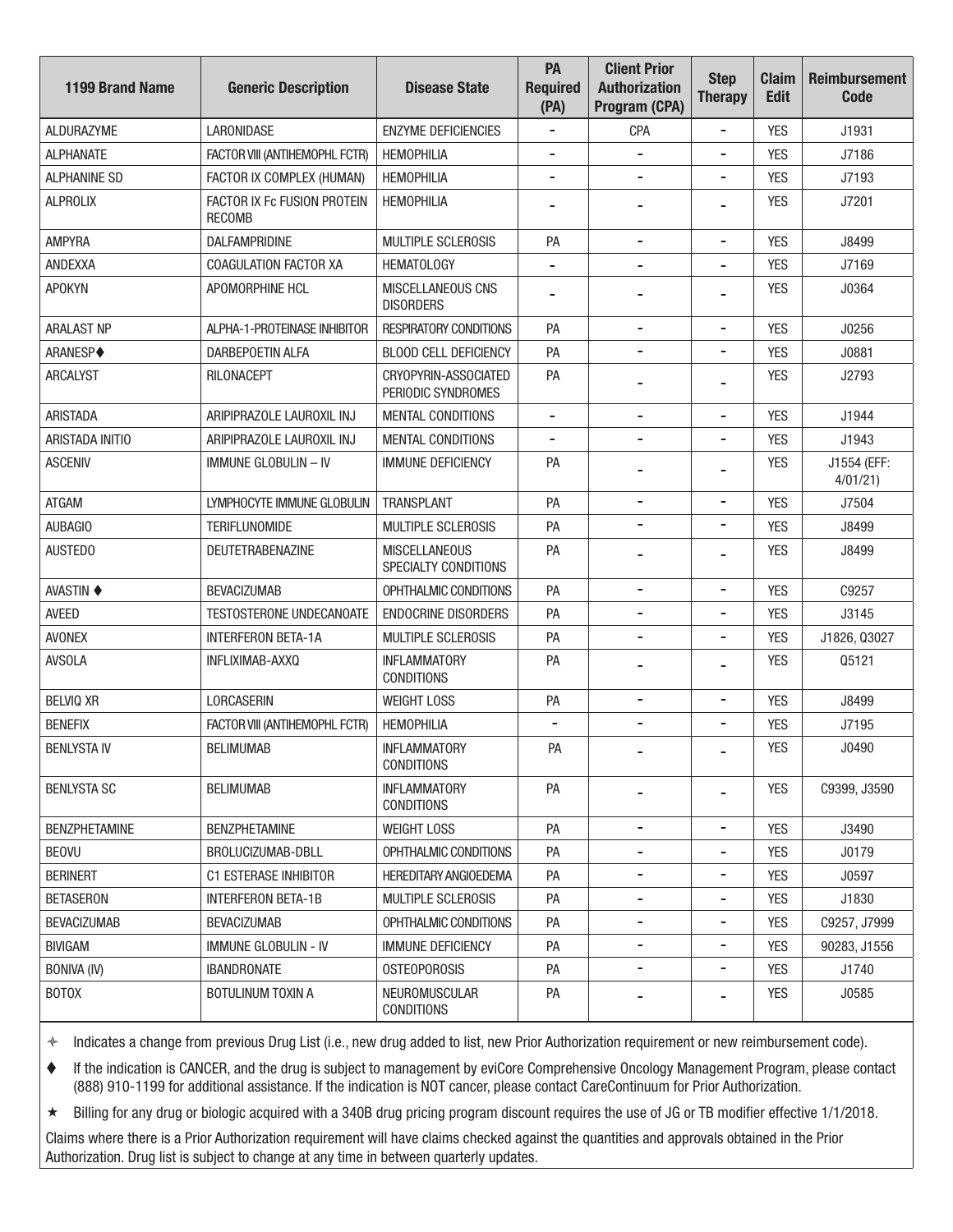| 1199 Brand Name | Generic Description | Disease State | PA Required (PA) | Client Prior Authorization Program (CPA) | Step Therapy | Claim Edit | Reimbursement Code |
|---|---|---|---|---|---|---|---|
| ALDURAZYME | LARONIDASE | ENZYME DEFICIENCIES | - | CPA | - | YES | J1931 |
| ALPHANATE | FACTOR VIII (ANTIHEMOPHL FCTR) | HEMOPHILIA | - | - | - | YES | J7186 |
| ALPHANINE SD | FACTOR IX COMPLEX (HUMAN) | HEMOPHILIA | - | - | - | YES | J7193 |
| ALPROLIX | FACTOR IX Fc FUSION PROTEIN RECOMB | HEMOPHILIA | - | - | - | YES | J7201 |
| AMPYRA | DALFAMPRIDINE | MULTIPLE SCLEROSIS | PA | - | - | YES | J8499 |
| ANDEXXA | COAGULATION FACTOR XA | HEMATOLOGY | - | - | - | YES | J7169 |
| APOKYN | APOMORPHINE HCL | MISCELLANEOUS CNS DISORDERS | - | - | - | YES | J0364 |
| ARALAST NP | ALPHA-1-PROTEINASE INHIBITOR | RESPIRATORY CONDITIONS | PA | - | - | YES | J0256 |
| ARANESP♦ | DARBEPOETIN ALFA | BLOOD CELL DEFICIENCY | PA | - | - | YES | J0881 |
| ARCALYST | RILONACEPT | CRYOPYRIN-ASSOCIATED PERIODIC SYNDROMES | PA | - | - | YES | J2793 |
| ARISTADA | ARIPIPRAZOLE LAUROXIL INJ | MENTAL CONDITIONS | - | - | - | YES | J1944 |
| ARISTADA INITIO | ARIPIPRAZOLE LAUROXIL INJ | MENTAL CONDITIONS | - | - | - | YES | J1943 |
| ASCENIV | IMMUNE GLOBULIN – IV | IMMUNE DEFICIENCY | PA | - | - | YES | J1554 (EFF: 4/01/21) |
| ATGAM | LYMPHOCYTE IMMUNE GLOBULIN | TRANSPLANT | PA | - | - | YES | J7504 |
| AUBAGIO | TERIFLUNOMIDE | MULTIPLE SCLEROSIS | PA | - | - | YES | J8499 |
| AUSTEDO | DEUTETRABENAZINE | MISCELLANEOUS SPECIALTY CONDITIONS | PA | - | - | YES | J8499 |
| AVASTIN ♦ | BEVACIZUMAB | OPHTHALMIC CONDITIONS | PA | - | - | YES | C9257 |
| AVEED | TESTOSTERONE UNDECANOATE | ENDOCRINE DISORDERS | PA | - | - | YES | J3145 |
| AVONEX | INTERFERON BETA-1A | MULTIPLE SCLEROSIS | PA | - | - | YES | J1826, Q3027 |
| AVSOLA | INFLIXIMAB-AXXQ | INFLAMMATORY CONDITIONS | PA | - | - | YES | Q5121 |
| BELVIQ XR | LORCASERIN | WEIGHT LOSS | PA | - | - | YES | J8499 |
| BENEFIX | FACTOR VIII (ANTIHEMOPHL FCTR) | HEMOPHILIA | - | - | - | YES | J7195 |
| BENLYSTA IV | BELIMUMAB | INFLAMMATORY CONDITIONS | PA | - | - | YES | J0490 |
| BENLYSTA SC | BELIMUMAB | INFLAMMATORY CONDITIONS | PA | - | - | YES | C9399, J3590 |
| BENZPHETAMINE | BENZPHETAMINE | WEIGHT LOSS | PA | - | - | YES | J3490 |
| BEOVU | BROLUCIZUMAB-DBLL | OPHTHALMIC CONDITIONS | PA | - | - | YES | J0179 |
| BERINERT | C1 ESTERASE INHIBITOR | HEREDITARY ANGIOEDEMA | PA | - | - | YES | J0597 |
| BETASERON | INTERFERON BETA-1B | MULTIPLE SCLEROSIS | PA | - | - | YES | J1830 |
| BEVACIZUMAB | BEVACIZUMAB | OPHTHALMIC CONDITIONS | PA | - | - | YES | C9257, J7999 |
| BIVIGAM | IMMUNE GLOBULIN - IV | IMMUNE DEFICIENCY | PA | - | - | YES | 90283, J1556 |
| BONIVA (IV) | IBANDRONATE | OSTEOPOROSIS | PA | - | - | YES | J1740 |
| BOTOX | BOTULINUM TOXIN A | NEUROMUSCULAR CONDITIONS | PA | - | - | YES | J0585 |

✧ Indicates a change from previous Drug List (i.e., new drug added to list, new Prior Authorization requirement or new reimbursement code).

♦ If the indication is CANCER, and the drug is subject to management by eviCore Comprehensive Oncology Management Program, please contact (888) 910-1199 for additional assistance. If the indication is NOT cancer, please contact CareContinuum for Prior Authorization.

★ Billing for any drug or biologic acquired with a 340B drug pricing program discount requires the use of JG or TB modifier effective 1/1/2018.

Claims where there is a Prior Authorization requirement will have claims checked against the quantities and approvals obtained in the Prior Authorization. Drug list is subject to change at any time in between quarterly updates.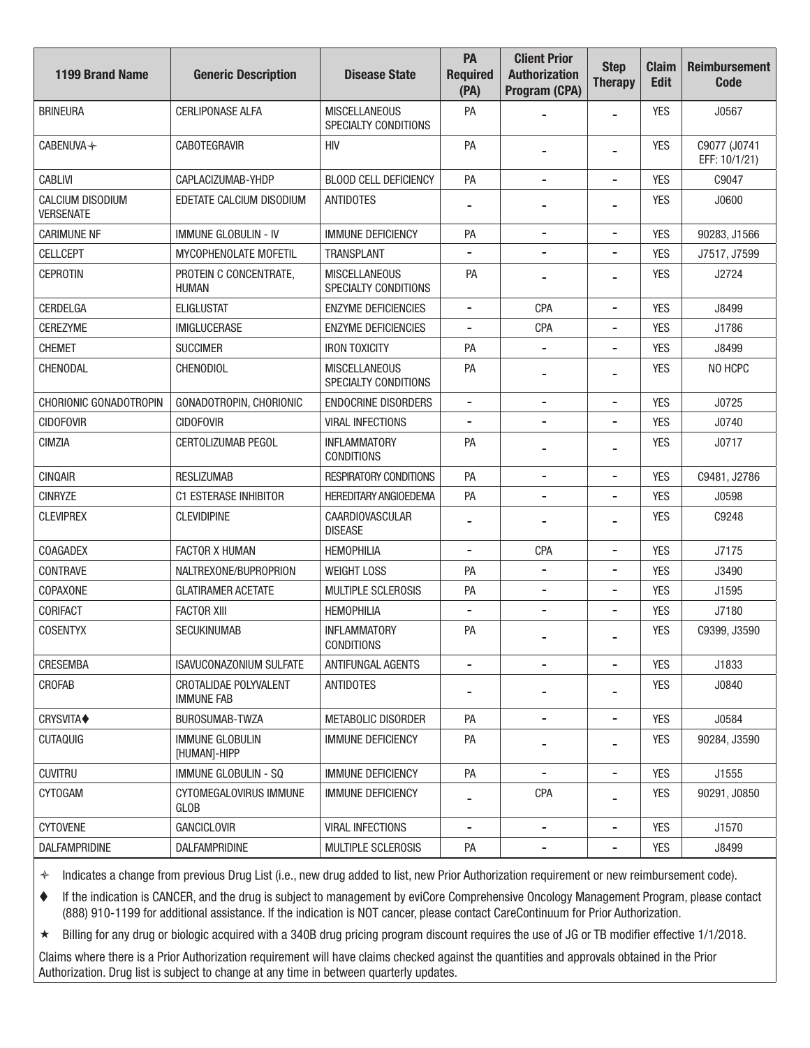| 1199 Brand Name | Generic Description | Disease State | PA Required (PA) | Client Prior Authorization Program (CPA) | Step Therapy | Claim Edit | Reimbursement Code |
|---|---|---|---|---|---|---|---|
| BRINEURA | CERLIPONASE ALFA | MISCELLANEOUS SPECIALTY CONDITIONS | PA | - | - | YES | J0567 |
| CABENUVA ✢ | CABOTEGRAVIR | HIV | PA | - | - | YES | C9077 (J0741 EFF: 10/1/21) |
| CABLIVI | CAPLACIZUMAB-YHDP | BLOOD CELL DEFICIENCY | PA | - | - | YES | C9047 |
| CALCIUM DISODIUM VERSENATE | EDETATE CALCIUM DISODIUM | ANTIDOTES | - | - | - | YES | J0600 |
| CARIMUNE NF | IMMUNE GLOBULIN - IV | IMMUNE DEFICIENCY | PA | - | - | YES | 90283, J1566 |
| CELLCEPT | MYCOPHENOLATE MOFETIL | TRANSPLANT | - | - | - | YES | J7517, J7599 |
| CEPROTIN | PROTEIN C CONCENTRATE, HUMAN | MISCELLANEOUS SPECIALTY CONDITIONS | PA | - | - | YES | J2724 |
| CERDELGA | ELIGLUSTAT | ENZYME DEFICIENCIES | - | CPA | - | YES | J8499 |
| CEREZYME | IMIGLUCERASE | ENZYME DEFICIENCIES | - | CPA | - | YES | J1786 |
| CHEMET | SUCCIMER | IRON TOXICITY | PA | - | - | YES | J8499 |
| CHENODAL | CHENODIOL | MISCELLANEOUS SPECIALTY CONDITIONS | PA | - | - | YES | NO HCPC |
| CHORIONIC GONADOTROPIN | GONADOTROPIN, CHORIONIC | ENDOCRINE DISORDERS | - | - | - | YES | J0725 |
| CIDOFOVIR | CIDOFOVIR | VIRAL INFECTIONS | - | - | - | YES | J0740 |
| CIMZIA | CERTOLIZUMAB PEGOL | INFLAMMATORY CONDITIONS | PA | - | - | YES | J0717 |
| CINQAIR | RESLIZUMAB | RESPIRATORY CONDITIONS | PA | - | - | YES | C9481, J2786 |
| CINRYZE | C1 ESTERASE INHIBITOR | HEREDITARY ANGIOEDEMA | PA | - | - | YES | J0598 |
| CLEVIPREX | CLEVIDIPINE | CAARDIOVASCULAR DISEASE | - | - | - | YES | C9248 |
| COAGADEX | FACTOR X HUMAN | HEMOPHILIA | - | CPA | - | YES | J7175 |
| CONTRAVE | NALTREXONE/BUPROPRION | WEIGHT LOSS | PA | - | - | YES | J3490 |
| COPAXONE | GLATIRAMER ACETATE | MULTIPLE SCLEROSIS | PA | - | - | YES | J1595 |
| CORIFACT | FACTOR XIII | HEMOPHILIA | - | - | - | YES | J7180 |
| COSENTYX | SECUKINUMAB | INFLAMMATORY CONDITIONS | PA | - | - | YES | C9399, J3590 |
| CRESEMBA | ISAVUCONAZONIUM SULFATE | ANTIFUNGAL AGENTS | - | - | - | YES | J1833 |
| CROFAB | CROTALIDAE POLYVALENT IMMUNE FAB | ANTIDOTES | - | - | - | YES | J0840 |
| CRYSVITA♦ | BUROSUMAB-TWZA | METABOLIC DISORDER | PA | - | - | YES | J0584 |
| CUTAQUIG | IMMUNE GLOBULIN [HUMAN]-HIPP | IMMUNE DEFICIENCY | PA | - | - | YES | 90284, J3590 |
| CUVITRU | IMMUNE GLOBULIN - SQ | IMMUNE DEFICIENCY | PA | - | - | YES | J1555 |
| CYTOGAM | CYTOMEGALOVIRUS IMMUNE GLOB | IMMUNE DEFICIENCY | - | CPA | - | YES | 90291, J0850 |
| CYTOVENE | GANCICLOVIR | VIRAL INFECTIONS | - | - | - | YES | J1570 |
| DALFAMPRIDINE | DALFAMPRIDINE | MULTIPLE SCLEROSIS | PA | - | - | YES | J8499 |

✢ Indicates a change from previous Drug List (i.e., new drug added to list, new Prior Authorization requirement or new reimbursement code).

♦ If the indication is CANCER, and the drug is subject to management by eviCore Comprehensive Oncology Management Program, please contact (888) 910-1199 for additional assistance. If the indication is NOT cancer, please contact CareContinuum for Prior Authorization.

★ Billing for any drug or biologic acquired with a 340B drug pricing program discount requires the use of JG or TB modifier effective 1/1/2018.

Claims where there is a Prior Authorization requirement will have claims checked against the quantities and approvals obtained in the Prior Authorization. Drug list is subject to change at any time in between quarterly updates.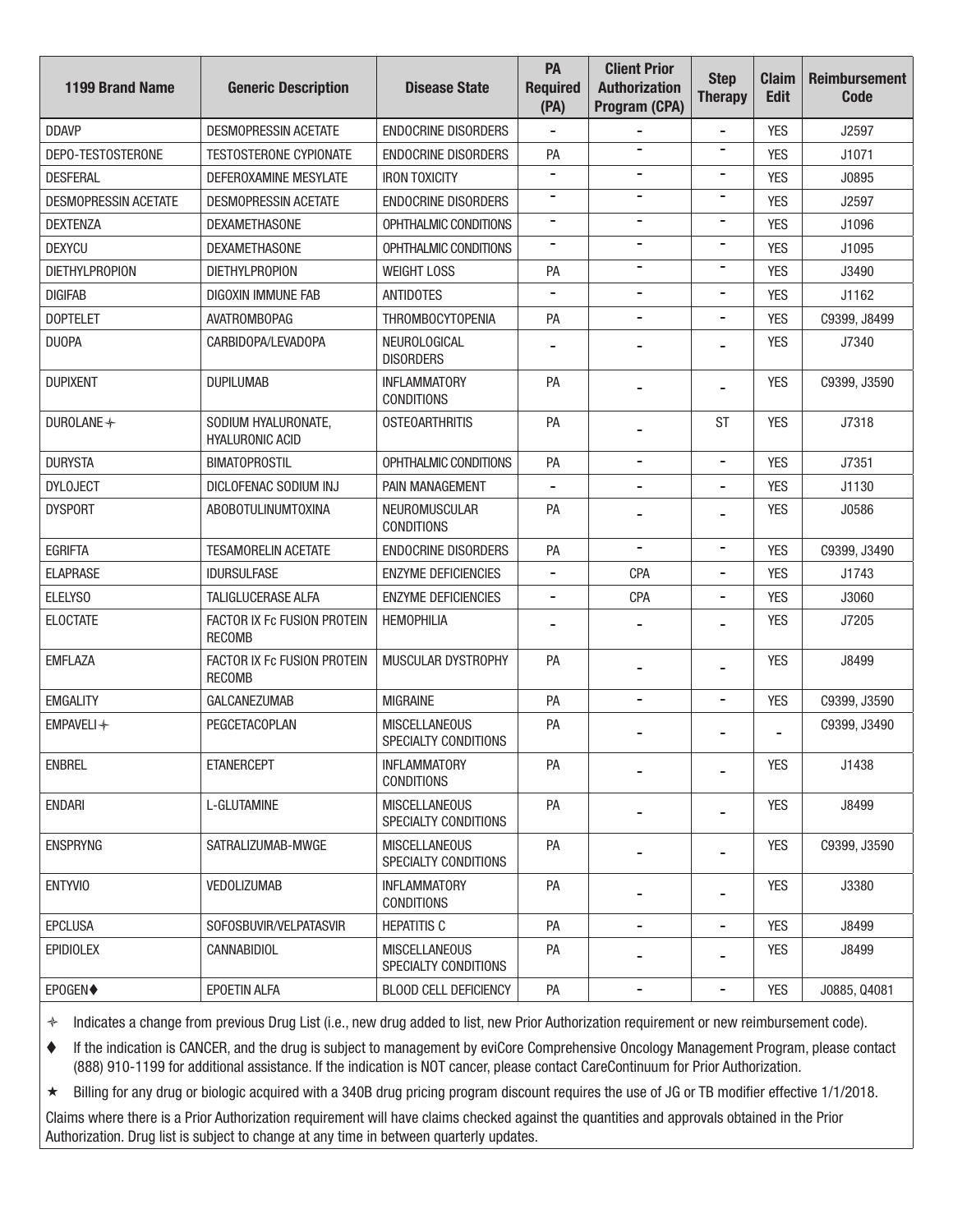| 1199 Brand Name | Generic Description | Disease State | PA Required (PA) | Client Prior Authorization Program (CPA) | Step Therapy | Claim Edit | Reimbursement Code |
|---|---|---|---|---|---|---|---|
| DDAVP | DESMOPRESSIN ACETATE | ENDOCRINE DISORDERS | - | - | - | YES | J2597 |
| DEPO-TESTOSTERONE | TESTOSTERONE CYPIONATE | ENDOCRINE DISORDERS | PA | - | - | YES | J1071 |
| DESFERAL | DEFEROXAMINE MESYLATE | IRON TOXICITY | - | - | - | YES | J0895 |
| DESMOPRESSIN ACETATE | DESMOPRESSIN ACETATE | ENDOCRINE DISORDERS | - | - | - | YES | J2597 |
| DEXTENZA | DEXAMETHASONE | OPHTHALMIC CONDITIONS | - | - | - | YES | J1096 |
| DEXYCU | DEXAMETHASONE | OPHTHALMIC CONDITIONS | - | - | - | YES | J1095 |
| DIETHYLPROPION | DIETHYLPROPION | WEIGHT LOSS | PA | - | - | YES | J3490 |
| DIGIFAB | DIGOXIN IMMUNE FAB | ANTIDOTES | - | - | - | YES | J1162 |
| DOPTELET | AVATROMBOPAG | THROMBOCYTOPENIA | PA | - | - | YES | C9399, J8499 |
| DUOPA | CARBIDOPA/LEVADOPA | NEUROLOGICAL DISORDERS | - | - | - | YES | J7340 |
| DUPIXENT | DUPILUMAB | INFLAMMATORY CONDITIONS | PA | - | - | YES | C9399, J3590 |
| DUROLANE ✢ | SODIUM HYALURONATE, HYALURONIC ACID | OSTEOARTHRITIS | PA | - | ST | YES | J7318 |
| DURYSTA | BIMATOPROSTIL | OPHTHALMIC CONDITIONS | PA | - | - | YES | J7351 |
| DYLOJECT | DICLOFENAC SODIUM INJ | PAIN MANAGEMENT | - | - | - | YES | J1130 |
| DYSPORT | ABOBOTULINUMTOXINA | NEUROMUSCULAR CONDITIONS | PA | - | - | YES | J0586 |
| EGRIFTA | TESAMORELIN ACETATE | ENDOCRINE DISORDERS | PA | - | - | YES | C9399, J3490 |
| ELAPRASE | IDURSULFASE | ENZYME DEFICIENCIES | - | CPA | - | YES | J1743 |
| ELELYSO | TALIGLUCERASE ALFA | ENZYME DEFICIENCIES | - | CPA | - | YES | J3060 |
| ELOCTATE | FACTOR IX Fc FUSION PROTEIN RECOMB | HEMOPHILIA | - | - | - | YES | J7205 |
| EMFLAZA | FACTOR IX Fc FUSION PROTEIN RECOMB | MUSCULAR DYSTROPHY | PA | - | - | YES | J8499 |
| EMGALITY | GALCANEZUMAB | MIGRAINE | PA | - | - | YES | C9399, J3590 |
| EMPAVELI ✢ | PEGCETACOPLAN | MISCELLANEOUS SPECIALTY CONDITIONS | PA | - | - | - | C9399, J3490 |
| ENBREL | ETANERCEPT | INFLAMMATORY CONDITIONS | PA | - | - | YES | J1438 |
| ENDARI | L-GLUTAMINE | MISCELLANEOUS SPECIALTY CONDITIONS | PA | - | - | YES | J8499 |
| ENSPRYNG | SATRALIZUMAB-MWGE | MISCELLANEOUS SPECIALTY CONDITIONS | PA | - | - | YES | C9399, J3590 |
| ENTYVIO | VEDOLIZUMAB | INFLAMMATORY CONDITIONS | PA | - | - | YES | J3380 |
| EPCLUSA | SOFOSBUVIR/VELPATASVIR | HEPATITIS C | PA | - | - | YES | J8499 |
| EPIDIOLEX | CANNABIDIOL | MISCELLANEOUS SPECIALTY CONDITIONS | PA | - | - | YES | J8499 |
| EPOGEN♦ | EPOETIN ALFA | BLOOD CELL DEFICIENCY | PA | - | - | YES | J0885, Q4081 |

✢ Indicates a change from previous Drug List (i.e., new drug added to list, new Prior Authorization requirement or new reimbursement code).

♦ If the indication is CANCER, and the drug is subject to management by eviCore Comprehensive Oncology Management Program, please contact (888) 910-1199 for additional assistance. If the indication is NOT cancer, please contact CareContinuum for Prior Authorization.

★ Billing for any drug or biologic acquired with a 340B drug pricing program discount requires the use of JG or TB modifier effective 1/1/2018.

Claims where there is a Prior Authorization requirement will have claims checked against the quantities and approvals obtained in the Prior Authorization. Drug list is subject to change at any time in between quarterly updates.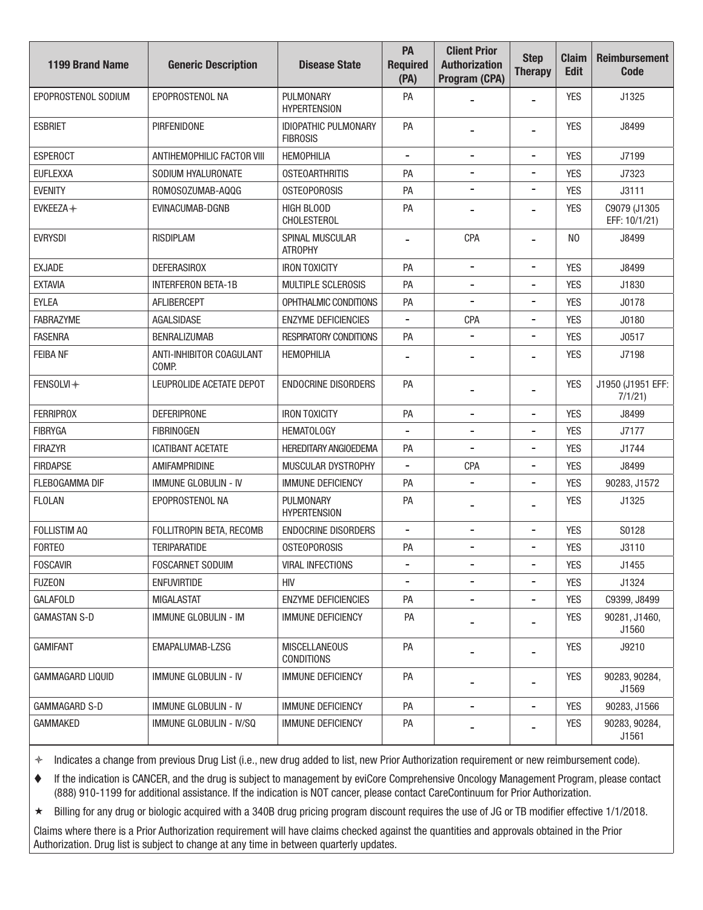| 1199 Brand Name | Generic Description | Disease State | PA Required (PA) | Client Prior Authorization Program (CPA) | Step Therapy | Claim Edit | Reimbursement Code |
|---|---|---|---|---|---|---|---|
| EPOPROSTENOL SODIUM | EPOPROSTENOL NA | PULMONARY HYPERTENSION | PA | - | - | YES | J1325 |
| ESBRIET | PIRFENIDONE | IDIOPATHIC PULMONARY FIBROSIS | PA | - | - | YES | J8499 |
| ESPEROCT | ANTIHEMOPHILIC FACTOR VIII | HEMOPHILIA | - | - | - | YES | J7199 |
| EUFLEXXA | SODIUM HYALURONATE | OSTEOARTHRITIS | PA | - | - | YES | J7323 |
| EVENITY | ROMOSOZUMAB-AQQG | OSTEOPOROSIS | PA | - | - | YES | J3111 |
| EVKEEZA ✧ | EVINACUMAB-DGNB | HIGH BLOOD CHOLESTEROL | PA | - | - | YES | C9079 (J1305 EFF: 10/1/21) |
| EVRYSDI | RISDIPLAM | SPINAL MUSCULAR ATROPHY | - | CPA | - | NO | J8499 |
| EXJADE | DEFERASIROX | IRON TOXICITY | PA | - | - | YES | J8499 |
| EXTAVIA | INTERFERON BETA-1B | MULTIPLE SCLEROSIS | PA | - | - | YES | J1830 |
| EYLEA | AFLIBERCEPT | OPHTHALMIC CONDITIONS | PA | - | - | YES | J0178 |
| FABRAZYME | AGALSIDASE | ENZYME DEFICIENCIES | - | CPA | - | YES | J0180 |
| FASENRA | BENRALIZUMAB | RESPIRATORY CONDITIONS | PA | - | - | YES | J0517 |
| FEIBA NF | ANTI-INHIBITOR COAGULANT COMP. | HEMOPHILIA | - | - | - | YES | J7198 |
| FENSOLVI ✧ | LEUPROLIDE ACETATE DEPOT | ENDOCRINE DISORDERS | PA | - | - | YES | J1950 (J1951 EFF: 7/1/21) |
| FERRIPROX | DEFERIPRONE | IRON TOXICITY | PA | - | - | YES | J8499 |
| FIBRYGA | FIBRINOGEN | HEMATOLOGY | - | - | - | YES | J7177 |
| FIRAZYR | ICATIBANT ACETATE | HEREDITARY ANGIOEDEMA | PA | - | - | YES | J1744 |
| FIRDAPSE | AMIFAMPRIDINE | MUSCULAR DYSTROPHY | - | CPA | - | YES | J8499 |
| FLEBOGAMMA DIF | IMMUNE GLOBULIN - IV | IMMUNE DEFICIENCY | PA | - | - | YES | 90283, J1572 |
| FLOLAN | EPOPROSTENOL NA | PULMONARY HYPERTENSION | PA | - | - | YES | J1325 |
| FOLLISTIM AQ | FOLLITROPIN BETA, RECOMB | ENDOCRINE DISORDERS | - | - | - | YES | S0128 |
| FORTEO | TERIPARATIDE | OSTEOPOROSIS | PA | - | - | YES | J3110 |
| FOSCAVIR | FOSCARNET SODUIM | VIRAL INFECTIONS | - | - | - | YES | J1455 |
| FUZEON | ENFUVIRTIDE | HIV | - | - | - | YES | J1324 |
| GALAFOLD | MIGALASTAT | ENZYME DEFICIENCIES | PA | - | - | YES | C9399, J8499 |
| GAMASTAN S-D | IMMUNE GLOBULIN - IM | IMMUNE DEFICIENCY | PA | - | - | YES | 90281, J1460, J1560 |
| GAMIFANT | EMAPALUMAB-LZSG | MISCELLANEOUS CONDITIONS | PA | - | - | YES | J9210 |
| GAMMAGARD LIQUID | IMMUNE GLOBULIN - IV | IMMUNE DEFICIENCY | PA | - | - | YES | 90283, 90284, J1569 |
| GAMMAGARD S-D | IMMUNE GLOBULIN - IV | IMMUNE DEFICIENCY | PA | - | - | YES | 90283, J1566 |
| GAMMAKED | IMMUNE GLOBULIN - IV/SQ | IMMUNE DEFICIENCY | PA | - | - | YES | 90283, 90284, J1561 |

✧ Indicates a change from previous Drug List (i.e., new drug added to list, new Prior Authorization requirement or new reimbursement code).

♦ If the indication is CANCER, and the drug is subject to management by eviCore Comprehensive Oncology Management Program, please contact (888) 910-1199 for additional assistance. If the indication is NOT cancer, please contact CareContinuum for Prior Authorization.

★ Billing for any drug or biologic acquired with a 340B drug pricing program discount requires the use of JG or TB modifier effective 1/1/2018.

Claims where there is a Prior Authorization requirement will have claims checked against the quantities and approvals obtained in the Prior Authorization. Drug list is subject to change at any time in between quarterly updates.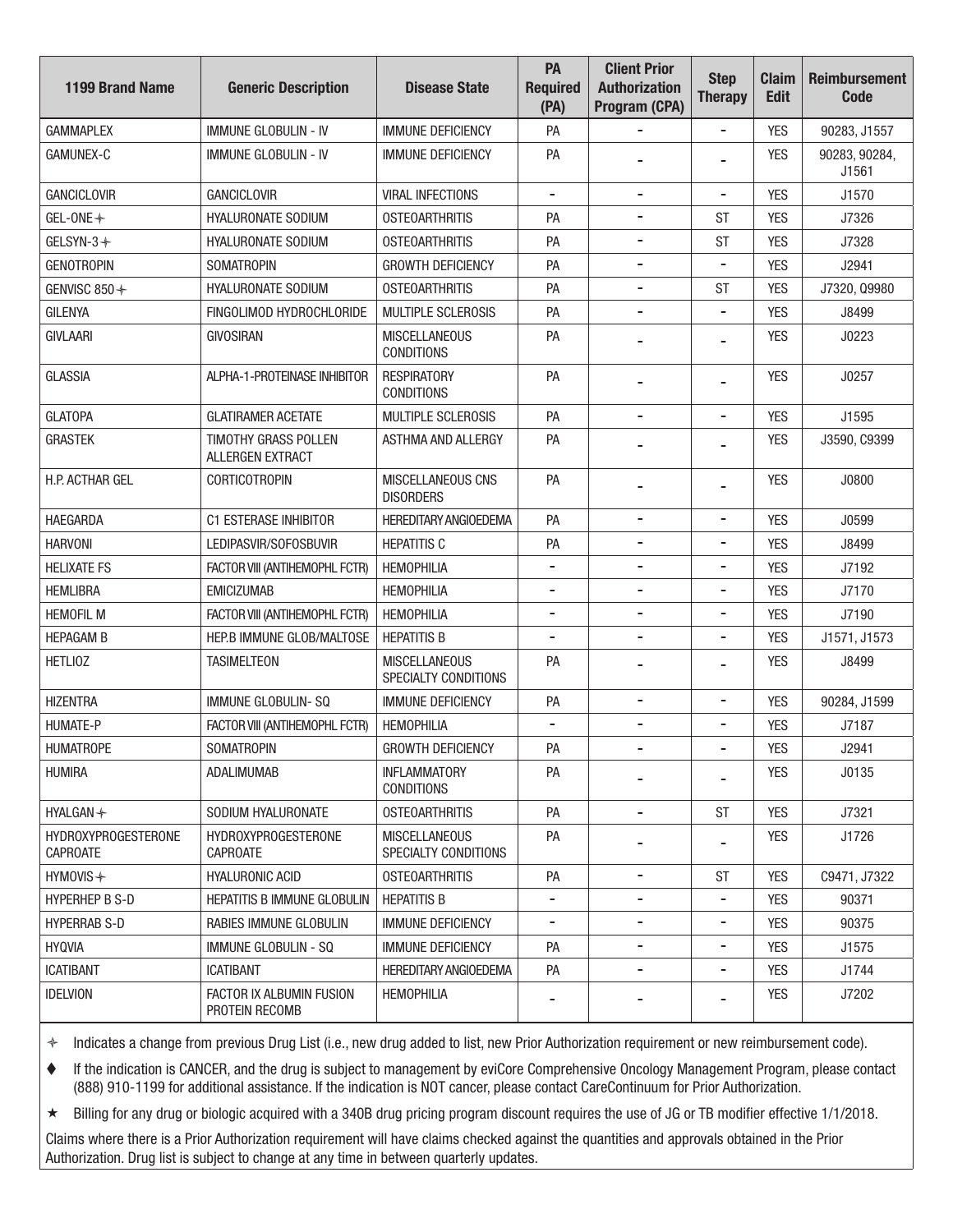| 1199 Brand Name | Generic Description | Disease State | PA Required (PA) | Client Prior Authorization Program (CPA) | Step Therapy | Claim Edit | Reimbursement Code |
|---|---|---|---|---|---|---|---|
| GAMMAPLEX | IMMUNE GLOBULIN - IV | IMMUNE DEFICIENCY | PA | - | - | YES | 90283, J1557 |
| GAMUNEX-C | IMMUNE GLOBULIN - IV | IMMUNE DEFICIENCY | PA | - | - | YES | 90283, 90284, J1561 |
| GANCICLOVIR | GANCICLOVIR | VIRAL INFECTIONS | - | - | - | YES | J1570 |
| GEL-ONE ✧ | HYALURONATE SODIUM | OSTEOARTHRITIS | PA | - | ST | YES | J7326 |
| GELSYN-3 ✧ | HYALURONATE SODIUM | OSTEOARTHRITIS | PA | - | ST | YES | J7328 |
| GENOTROPIN | SOMATROPIN | GROWTH DEFICIENCY | PA | - | - | YES | J2941 |
| GENVISC 850 ✧ | HYALURONATE SODIUM | OSTEOARTHRITIS | PA | - | ST | YES | J7320, Q9980 |
| GILENYA | FINGOLIMOD HYDROCHLORIDE | MULTIPLE SCLEROSIS | PA | - | - | YES | J8499 |
| GIVLAARI | GIVOSIRAN | MISCELLANEOUS CONDITIONS | PA | - | - | YES | J0223 |
| GLASSIA | ALPHA-1-PROTEINASE INHIBITOR | RESPIRATORY CONDITIONS | PA | - | - | YES | J0257 |
| GLATOPA | GLATIRAMER ACETATE | MULTIPLE SCLEROSIS | PA | - | - | YES | J1595 |
| GRASTEK | TIMOTHY GRASS POLLEN ALLERGEN EXTRACT | ASTHMA AND ALLERGY | PA | - | - | YES | J3590, C9399 |
| H.P. ACTHAR GEL | CORTICOTROPIN | MISCELLANEOUS CNS DISORDERS | PA | - | - | YES | J0800 |
| HAEGARDA | C1 ESTERASE INHIBITOR | HEREDITARY ANGIOEDEMA | PA | - | - | YES | J0599 |
| HARVONI | LEDIPASVIR/SOFOSBUVIR | HEPATITIS C | PA | - | - | YES | J8499 |
| HELIXATE FS | FACTOR VIII (ANTIHEMOPHL FCTR) | HEMOPHILIA | - | - | - | YES | J7192 |
| HEMLIBRA | EMICIZUMAB | HEMOPHILIA | - | - | - | YES | J7170 |
| HEMOFIL M | FACTOR VIII (ANTIHEMOPHL FCTR) | HEMOPHILIA | - | - | - | YES | J7190 |
| HEPAGAM B | HEP.B IMMUNE GLOB/MALTOSE | HEPATITIS B | - | - | - | YES | J1571, J1573 |
| HETLIOZ | TASIMELTEON | MISCELLANEOUS SPECIALTY CONDITIONS | PA | - | - | YES | J8499 |
| HIZENTRA | IMMUNE GLOBULIN- SQ | IMMUNE DEFICIENCY | PA | - | - | YES | 90284, J1599 |
| HUMATE-P | FACTOR VIII (ANTIHEMOPHL FCTR) | HEMOPHILIA | - | - | - | YES | J7187 |
| HUMATROPE | SOMATROPIN | GROWTH DEFICIENCY | PA | - | - | YES | J2941 |
| HUMIRA | ADALIMUMAB | INFLAMMATORY CONDITIONS | PA | - | - | YES | J0135 |
| HYALGAN ✧ | SODIUM HYALURONATE | OSTEOARTHRITIS | PA | - | ST | YES | J7321 |
| HYDROXYPROGESTERONE CAPROATE | HYDROXYPROGESTERONE CAPROATE | MISCELLANEOUS SPECIALTY CONDITIONS | PA | - | - | YES | J1726 |
| HYMOVIS ✧ | HYALURONIC ACID | OSTEOARTHRITIS | PA | - | ST | YES | C9471, J7322 |
| HYPERHEP B S-D | HEPATITIS B IMMUNE GLOBULIN | HEPATITIS B | - | - | - | YES | 90371 |
| HYPERRAB S-D | RABIES IMMUNE GLOBULIN | IMMUNE DEFICIENCY | - | - | - | YES | 90375 |
| HYQVIA | IMMUNE GLOBULIN - SQ | IMMUNE DEFICIENCY | PA | - | - | YES | J1575 |
| ICATIBANT | ICATIBANT | HEREDITARY ANGIOEDEMA | PA | - | - | YES | J1744 |
| IDELVION | FACTOR IX ALBUMIN FUSION PROTEIN RECOMB | HEMOPHILIA | - | - | - | YES | J7202 |

✧ Indicates a change from previous Drug List (i.e., new drug added to list, new Prior Authorization requirement or new reimbursement code).

♦ If the indication is CANCER, and the drug is subject to management by eviCore Comprehensive Oncology Management Program, please contact (888) 910-1199 for additional assistance. If the indication is NOT cancer, please contact CareContinuum for Prior Authorization.

★ Billing for any drug or biologic acquired with a 340B drug pricing program discount requires the use of JG or TB modifier effective 1/1/2018.

Claims where there is a Prior Authorization requirement will have claims checked against the quantities and approvals obtained in the Prior Authorization. Drug list is subject to change at any time in between quarterly updates.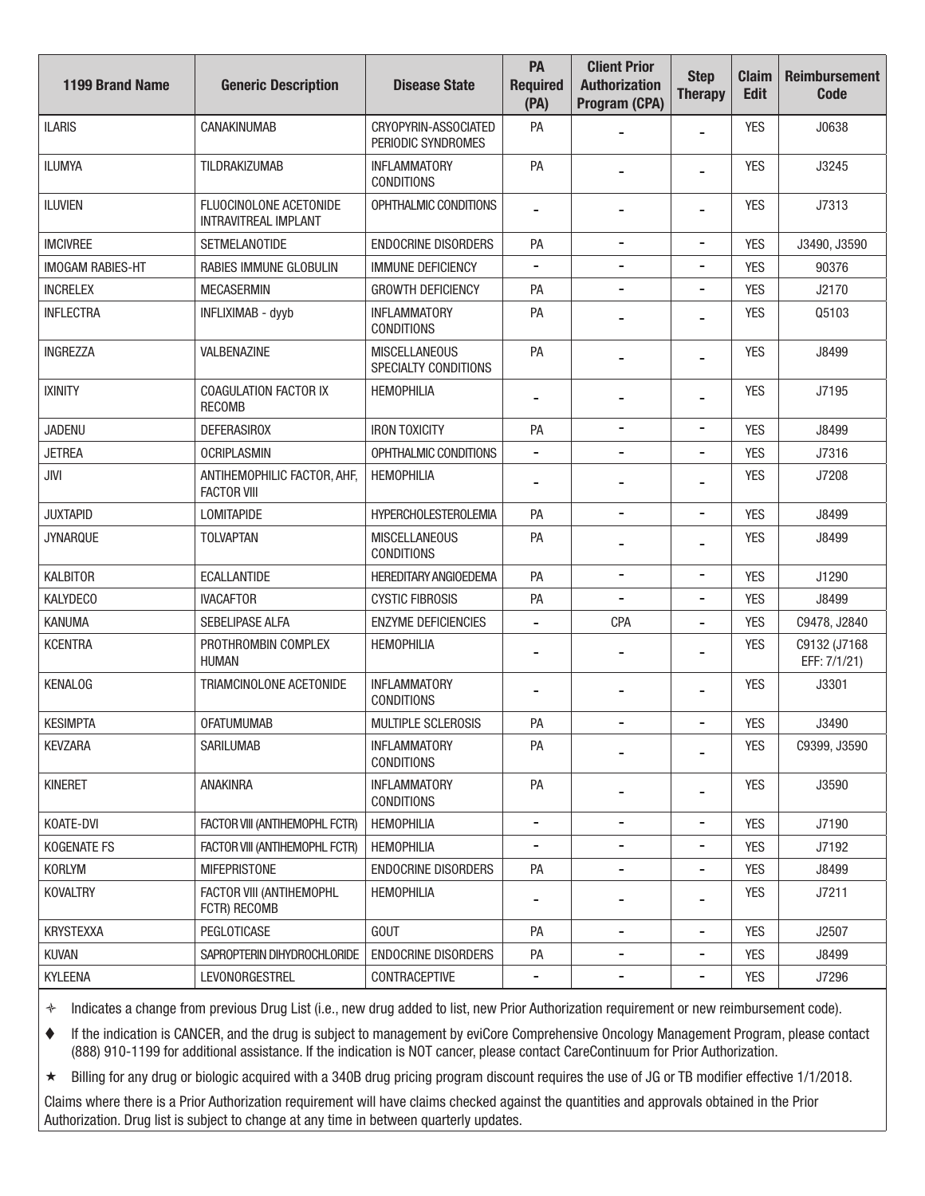| 1199 Brand Name | Generic Description | Disease State | PA Required (PA) | Client Prior Authorization Program (CPA) | Step Therapy | Claim Edit | Reimbursement Code |
|---|---|---|---|---|---|---|---|
| ILARIS | CANAKINUMAB | CRYOPYRIN-ASSOCIATED PERIODIC SYNDROMES | PA | - | - | YES | J0638 |
| ILUMYA | TILDRAKIZUMAB | INFLAMMATORY CONDITIONS | PA | - | - | YES | J3245 |
| ILUVIEN | FLUOCINOLONE ACETONIDE INTRAVITREAL IMPLANT | OPHTHALMIC CONDITIONS | - | - | - | YES | J7313 |
| IMCIVREE | SETMELANOTIDE | ENDOCRINE DISORDERS | PA | - | - | YES | J3490, J3590 |
| IMOGAM RABIES-HT | RABIES IMMUNE GLOBULIN | IMMUNE DEFICIENCY | - | - | - | YES | 90376 |
| INCRELEX | MECASERMIN | GROWTH DEFICIENCY | PA | - | - | YES | J2170 |
| INFLECTRA | INFLIXIMAB - dyyb | INFLAMMATORY CONDITIONS | PA | - | - | YES | Q5103 |
| INGREZZA | VALBENAZINE | MISCELLANEOUS SPECIALTY CONDITIONS | PA | - | - | YES | J8499 |
| IXINITY | COAGULATION FACTOR IX RECOMB | HEMOPHILIA | - | - | - | YES | J7195 |
| JADENU | DEFERASIROX | IRON TOXICITY | PA | - | - | YES | J8499 |
| JETREA | OCRIPLASMIN | OPHTHALMIC CONDITIONS | - | - | - | YES | J7316 |
| JIVI | ANTIHEMOPHILIC FACTOR, AHF, FACTOR VIII | HEMOPHILIA | - | - | - | YES | J7208 |
| JUXTAPID | LOMITAPIDE | HYPERCHOLESTEROLEMIA | PA | - | - | YES | J8499 |
| JYNARQUE | TOLVAPTAN | MISCELLANEOUS CONDITIONS | PA | - | - | YES | J8499 |
| KALBITOR | ECALLANTIDE | HEREDITARY ANGIOEDEMA | PA | - | - | YES | J1290 |
| KALYDECO | IVACAFTOR | CYSTIC FIBROSIS | PA | - | - | YES | J8499 |
| KANUMA | SEBELIPASE ALFA | ENZYME DEFICIENCIES | - | CPA | - | YES | C9478, J2840 |
| KCENTRA | PROTHROMBIN COMPLEX HUMAN | HEMOPHILIA | - | - | - | YES | C9132 (J7168 EFF: 7/1/21) |
| KENALOG | TRIAMCINOLONE ACETONIDE | INFLAMMATORY CONDITIONS | - | - | - | YES | J3301 |
| KESIMPTA | OFATUMUMAB | MULTIPLE SCLEROSIS | PA | - | - | YES | J3490 |
| KEVZARA | SARILUMAB | INFLAMMATORY CONDITIONS | PA | - | - | YES | C9399, J3590 |
| KINERET | ANAKINRA | INFLAMMATORY CONDITIONS | PA | - | - | YES | J3590 |
| KOATE-DVI | FACTOR VIII (ANTIHEMOPHL FCTR) | HEMOPHILIA | - | - | - | YES | J7190 |
| KOGENATE FS | FACTOR VIII (ANTIHEMOPHL FCTR) | HEMOPHILIA | - | - | - | YES | J7192 |
| KORLYM | MIFEPRISTONE | ENDOCRINE DISORDERS | PA | - | - | YES | J8499 |
| KOVALTRY | FACTOR VIII (ANTIHEMOPHL FCTR) RECOMB | HEMOPHILIA | - | - | - | YES | J7211 |
| KRYSTEXXA | PEGLOTICASE | GOUT | PA | - | - | YES | J2507 |
| KUVAN | SAPROPTERIN DIHYDROCHLORIDE | ENDOCRINE DISORDERS | PA | - | - | YES | J8499 |
| KYLEENA | LEVONORGESTREL | CONTRACEPTIVE | - | - | - | YES | J7296 |

✧ Indicates a change from previous Drug List (i.e., new drug added to list, new Prior Authorization requirement or new reimbursement code).

♦ If the indication is CANCER, and the drug is subject to management by eviCore Comprehensive Oncology Management Program, please contact (888) 910-1199 for additional assistance. If the indication is NOT cancer, please contact CareContinuum for Prior Authorization.

★ Billing for any drug or biologic acquired with a 340B drug pricing program discount requires the use of JG or TB modifier effective 1/1/2018.

Claims where there is a Prior Authorization requirement will have claims checked against the quantities and approvals obtained in the Prior Authorization. Drug list is subject to change at any time in between quarterly updates.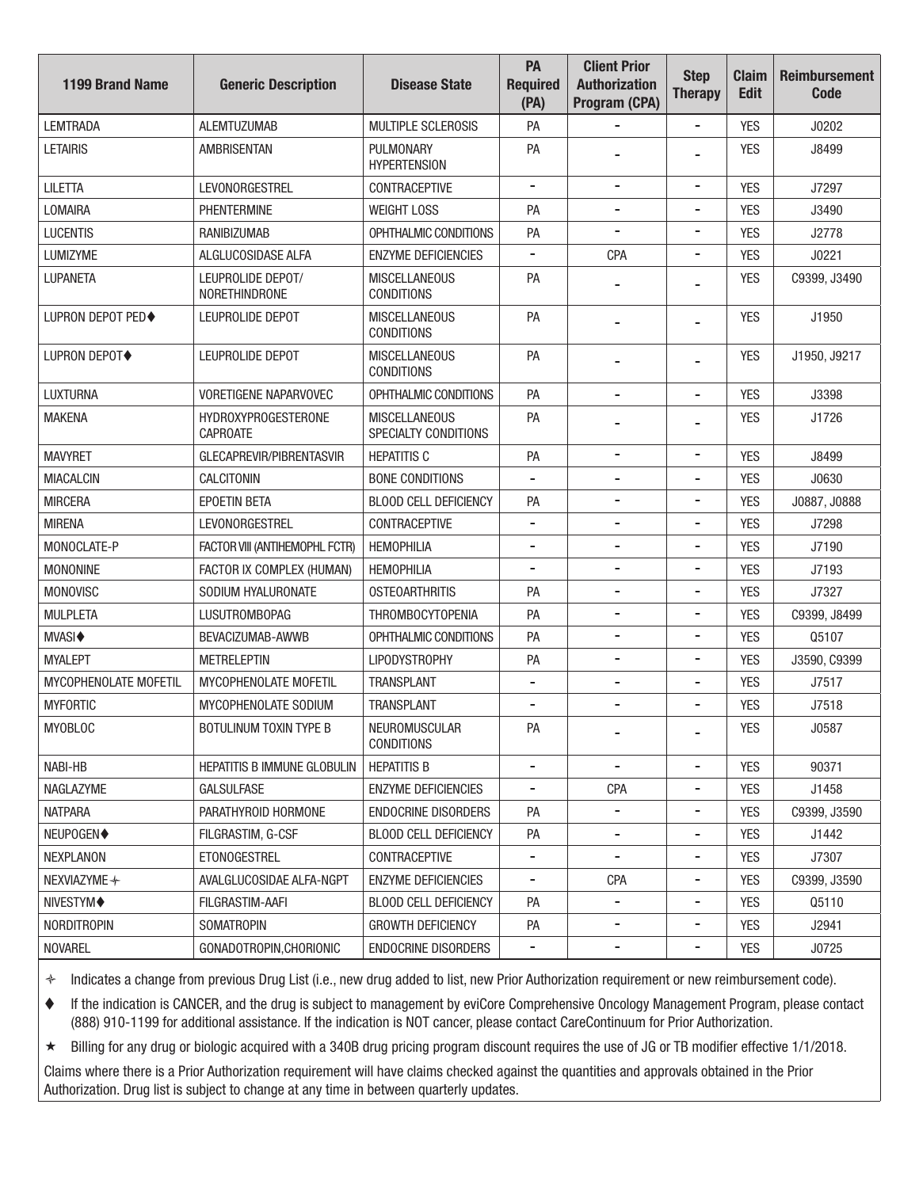| 1199 Brand Name | Generic Description | Disease State | PA Required (PA) | Client Prior Authorization Program (CPA) | Step Therapy | Claim Edit | Reimbursement Code |
|---|---|---|---|---|---|---|---|
| LEMTRADA | ALEMTUZUMAB | MULTIPLE SCLEROSIS | PA | - | - | YES | J0202 |
| LETAIRIS | AMBRISENTAN | PULMONARY HYPERTENSION | PA | - | - | YES | J8499 |
| LILETTA | LEVONORGESTREL | CONTRACEPTIVE | - | - | - | YES | J7297 |
| LOMAIRA | PHENTERMINE | WEIGHT LOSS | PA | - | - | YES | J3490 |
| LUCENTIS | RANIBIZUMAB | OPHTHALMIC CONDITIONS | PA | - | - | YES | J2778 |
| LUMIZYME | ALGLUCOSIDASE ALFA | ENZYME DEFICIENCIES | - | CPA | - | YES | J0221 |
| LUPANETA | LEUPROLIDE DEPOT/ NORETHINDRONE | MISCELLANEOUS CONDITIONS | PA | - | - | YES | C9399, J3490 |
| LUPRON DEPOT PED♦ | LEUPROLIDE DEPOT | MISCELLANEOUS CONDITIONS | PA | - | - | YES | J1950 |
| LUPRON DEPOT♦ | LEUPROLIDE DEPOT | MISCELLANEOUS CONDITIONS | PA | - | - | YES | J1950, J9217 |
| LUXTURNA | VORETIGENE NAPARVOVEC | OPHTHALMIC CONDITIONS | PA | - | - | YES | J3398 |
| MAKENA | HYDROXYPROGESTERONE CAPROATE | MISCELLANEOUS SPECIALTY CONDITIONS | PA | - | - | YES | J1726 |
| MAVYRET | GLECAPREVIR/PIBRENTASVIR | HEPATITIS C | PA | - | - | YES | J8499 |
| MIACALCIN | CALCITONIN | BONE CONDITIONS | - | - | - | YES | J0630 |
| MIRCERA | EPOETIN BETA | BLOOD CELL DEFICIENCY | PA | - | - | YES | J0887, J0888 |
| MIRENA | LEVONORGESTREL | CONTRACEPTIVE | - | - | - | YES | J7298 |
| MONOCLATE-P | FACTOR VIII (ANTIHEMOPHL FCTR) | HEMOPHILIA | - | - | - | YES | J7190 |
| MONONINE | FACTOR IX COMPLEX (HUMAN) | HEMOPHILIA | - | - | - | YES | J7193 |
| MONOVISC | SODIUM HYALURONATE | OSTEOARTHRITIS | PA | - | - | YES | J7327 |
| MULPLETA | LUSUTROMBOPAG | THROMBOCYTOPENIA | PA | - | - | YES | C9399, J8499 |
| MVASI♦ | BEVACIZUMAB-AWWB | OPHTHALMIC CONDITIONS | PA | - | - | YES | Q5107 |
| MYALEPT | METRELEPTIN | LIPODYSTROPHY | PA | - | - | YES | J3590, C9399 |
| MYCOPHENOLATE MOFETIL | MYCOPHENOLATE MOFETIL | TRANSPLANT | - | - | - | YES | J7517 |
| MYFORTIC | MYCOPHENOLATE SODIUM | TRANSPLANT | - | - | - | YES | J7518 |
| MYOBLOC | BOTULINUM TOXIN TYPE B | NEUROMUSCULAR CONDITIONS | PA | - | - | YES | J0587 |
| NABI-HB | HEPATITIS B IMMUNE GLOBULIN | HEPATITIS B | - | - | - | YES | 90371 |
| NAGLAZYME | GALSULFASE | ENZYME DEFICIENCIES | - | CPA | - | YES | J1458 |
| NATPARA | PARATHYROID HORMONE | ENDOCRINE DISORDERS | PA | - | - | YES | C9399, J3590 |
| NEUPOGEN♦ | FILGRASTIM, G-CSF | BLOOD CELL DEFICIENCY | PA | - | - | YES | J1442 |
| NEXPLANON | ETONOGESTREL | CONTRACEPTIVE | - | - | - | YES | J7307 |
| NEXVIAZYME ✧ | AVALGLUCOSIDAE ALFA-NGPT | ENZYME DEFICIENCIES | - | CPA | - | YES | C9399, J3590 |
| NIVESTYM♦ | FILGRASTIM-AAFI | BLOOD CELL DEFICIENCY | PA | - | - | YES | Q5110 |
| NORDITROPIN | SOMATROPIN | GROWTH DEFICIENCY | PA | - | - | YES | J2941 |
| NOVAREL | GONADOTROPIN,CHORIONIC | ENDOCRINE DISORDERS | - | - | - | YES | J0725 |

✧ Indicates a change from previous Drug List (i.e., new drug added to list, new Prior Authorization requirement or new reimbursement code).

♦ If the indication is CANCER, and the drug is subject to management by eviCore Comprehensive Oncology Management Program, please contact (888) 910-1199 for additional assistance. If the indication is NOT cancer, please contact CareContinuum for Prior Authorization.

★ Billing for any drug or biologic acquired with a 340B drug pricing program discount requires the use of JG or TB modifier effective 1/1/2018.

Claims where there is a Prior Authorization requirement will have claims checked against the quantities and approvals obtained in the Prior Authorization. Drug list is subject to change at any time in between quarterly updates.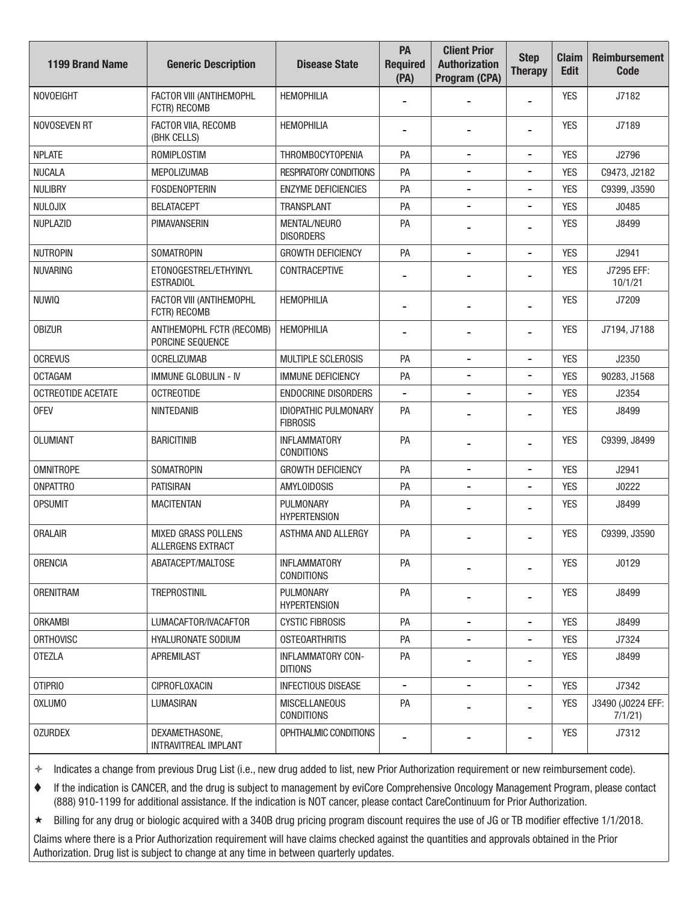| 1199 Brand Name | Generic Description | Disease State | PA Required (PA) | Client Prior Authorization Program (CPA) | Step Therapy | Claim Edit | Reimbursement Code |
|---|---|---|---|---|---|---|---|
| NOVOEIGHT | FACTOR VIII (ANTIHEMOPHL FCTR) RECOMB | HEMOPHILIA | - | - | - | YES | J7182 |
| NOVOSEVEN RT | FACTOR VIIA, RECOMB (BHK CELLS) | HEMOPHILIA | - | - | - | YES | J7189 |
| NPLATE | ROMIPLOSTIM | THROMBOCYTOPENIA | PA | - | - | YES | J2796 |
| NUCALA | MEPOLIZUMAB | RESPIRATORY CONDITIONS | PA | - | - | YES | C9473, J2182 |
| NULIBRY | FOSDENOPTERIN | ENZYME DEFICIENCIES | PA | - | - | YES | C9399, J3590 |
| NULOJIX | BELATACEPT | TRANSPLANT | PA | - | - | YES | J0485 |
| NUPLAZID | PIMAVANSERIN | MENTAL/NEURO DISORDERS | PA | - | - | YES | J8499 |
| NUTROPIN | SOMATROPIN | GROWTH DEFICIENCY | PA | - | - | YES | J2941 |
| NUVARING | ETONOGESTREL/ETHYINYL ESTRADIOL | CONTRACEPTIVE | - | - | - | YES | J7295 EFF: 10/1/21 |
| NUWIQ | FACTOR VIII (ANTIHEMOPHL FCTR) RECOMB | HEMOPHILIA | - | - | - | YES | J7209 |
| OBIZUR | ANTIHEMOPHL FCTR (RECOMB) PORCINE SEQUENCE | HEMOPHILIA | - | - | - | YES | J7194, J7188 |
| OCREVUS | OCRELIZUMAB | MULTIPLE SCLEROSIS | PA | - | - | YES | J2350 |
| OCTAGAM | IMMUNE GLOBULIN - IV | IMMUNE DEFICIENCY | PA | - | - | YES | 90283, J1568 |
| OCTREOTIDE ACETATE | OCTREOTIDE | ENDOCRINE DISORDERS | - | - | - | YES | J2354 |
| OFEV | NINTEDANIB | IDIOPATHIC PULMONARY FIBROSIS | PA | - | - | YES | J8499 |
| OLUMIANT | BARICITINIB | INFLAMMATORY CONDITIONS | PA | - | - | YES | C9399, J8499 |
| OMNITROPE | SOMATROPIN | GROWTH DEFICIENCY | PA | - | - | YES | J2941 |
| ONPATTRO | PATISIRAN | AMYLOIDOSIS | PA | - | - | YES | J0222 |
| OPSUMIT | MACITENTAN | PULMONARY HYPERTENSION | PA | - | - | YES | J8499 |
| ORALAIR | MIXED GRASS POLLENS ALLERGENS EXTRACT | ASTHMA AND ALLERGY | PA | - | - | YES | C9399, J3590 |
| ORENCIA | ABATACEPT/MALTOSE | INFLAMMATORY CONDITIONS | PA | - | - | YES | J0129 |
| ORENITRAM | TREPROSTINIL | PULMONARY HYPERTENSION | PA | - | - | YES | J8499 |
| ORKAMBI | LUMACAFTOR/IVACAFTOR | CYSTIC FIBROSIS | PA | - | - | YES | J8499 |
| ORTHOVISC | HYALURONATE SODIUM | OSTEOARTHRITIS | PA | - | - | YES | J7324 |
| OTEZLA | APREMILAST | INFLAMMATORY CON-DITIONS | PA | - | - | YES | J8499 |
| OTIPRIO | CIPROFLOXACIN | INFECTIOUS DISEASE | - | - | - | YES | J7342 |
| OXLUMO | LUMASIRAN | MISCELLANEOUS CONDITIONS | PA | - | - | YES | J3490 (J0224 EFF: 7/1/21) |
| OZURDEX | DEXAMETHASONE, INTRAVITREAL IMPLANT | OPHTHALMIC CONDITIONS | - | - | - | YES | J7312 |

✧ Indicates a change from previous Drug List (i.e., new drug added to list, new Prior Authorization requirement or new reimbursement code).

♦ If the indication is CANCER, and the drug is subject to management by eviCore Comprehensive Oncology Management Program, please contact (888) 910-1199 for additional assistance. If the indication is NOT cancer, please contact CareContinuum for Prior Authorization.

★ Billing for any drug or biologic acquired with a 340B drug pricing program discount requires the use of JG or TB modifier effective 1/1/2018.

Claims where there is a Prior Authorization requirement will have claims checked against the quantities and approvals obtained in the Prior Authorization. Drug list is subject to change at any time in between quarterly updates.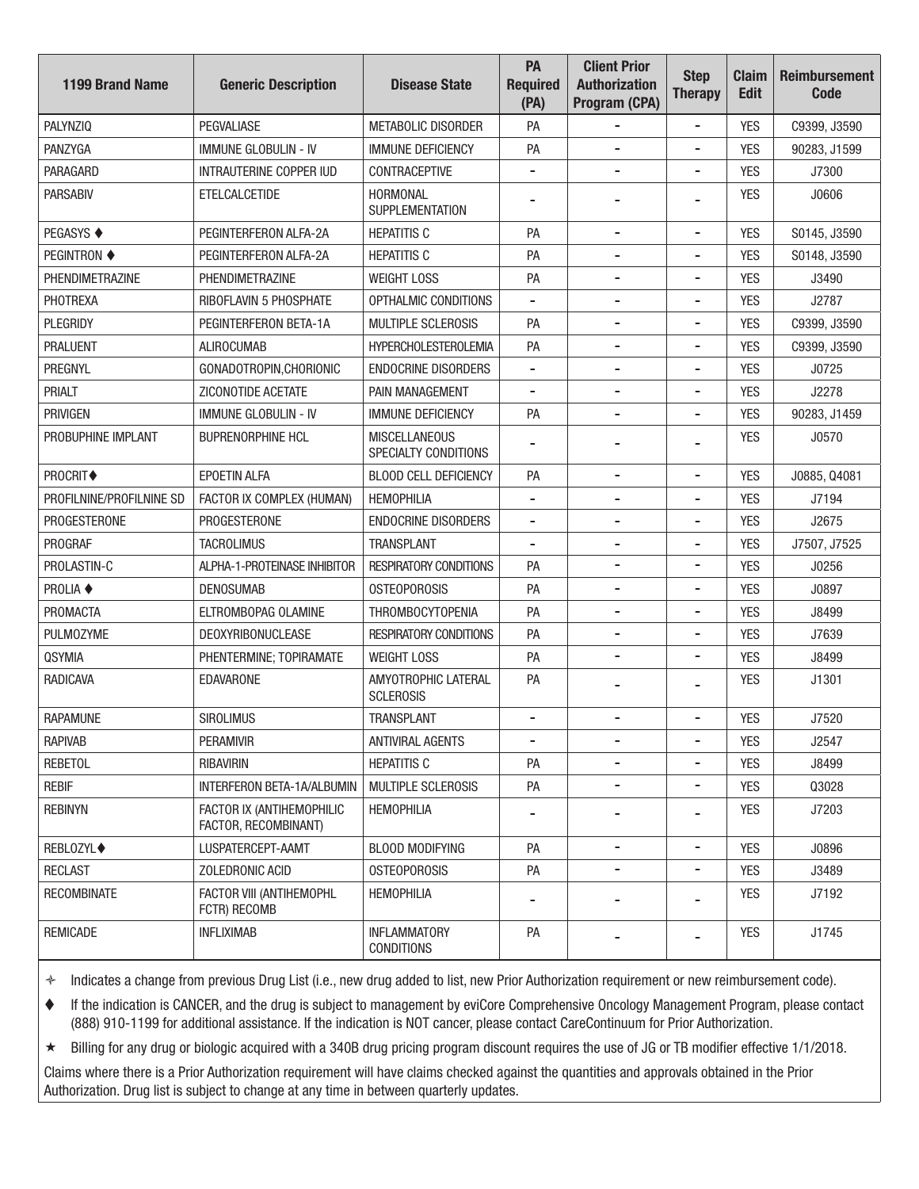| 1199 Brand Name | Generic Description | Disease State | PA Required (PA) | Client Prior Authorization Program (CPA) | Step Therapy | Claim Edit | Reimbursement Code |
|---|---|---|---|---|---|---|---|
| PALYNZIQ | PEGVALIASE | METABOLIC DISORDER | PA | - | - | YES | C9399, J3590 |
| PANZYGA | IMMUNE GLOBULIN - IV | IMMUNE DEFICIENCY | PA | - | - | YES | 90283, J1599 |
| PARAGARD | INTRAUTERINE COPPER IUD | CONTRACEPTIVE | - | - | - | YES | J7300 |
| PARSABIV | ETELCALCETIDE | HORMONAL SUPPLEMENTATION | - | - | - | YES | J0606 |
| PEGASYS ♦ | PEGINTERFERON ALFA-2A | HEPATITIS C | PA | - | - | YES | S0145, J3590 |
| PEGINTRON ♦ | PEGINTERFERON ALFA-2A | HEPATITIS C | PA | - | - | YES | S0148, J3590 |
| PHENDIMETRAZINE | PHENDIMETRAZINE | WEIGHT LOSS | PA | - | - | YES | J3490 |
| PHOTREXA | RIBOFLAVIN 5 PHOSPHATE | OPTHALMIC CONDITIONS | - | - | - | YES | J2787 |
| PLEGRIDY | PEGINTERFERON BETA-1A | MULTIPLE SCLEROSIS | PA | - | - | YES | C9399, J3590 |
| PRALUENT | ALIROCUMAB | HYPERCHOLESTEROLEMIA | PA | - | - | YES | C9399, J3590 |
| PREGNYL | GONADOTROPIN,CHORIONIC | ENDOCRINE DISORDERS | - | - | - | YES | J0725 |
| PRIALT | ZICONOTIDE ACETATE | PAIN MANAGEMENT | - | - | - | YES | J2278 |
| PRIVIGEN | IMMUNE GLOBULIN - IV | IMMUNE DEFICIENCY | PA | - | - | YES | 90283, J1459 |
| PROBUPHINE IMPLANT | BUPRENORPHINE HCL | MISCELLANEOUS SPECIALTY CONDITIONS | - | - | - | YES | J0570 |
| PROCRIT♦ | EPOETIN ALFA | BLOOD CELL DEFICIENCY | PA | - | - | YES | J0885, Q4081 |
| PROFILNINE/PROFILNINE SD | FACTOR IX COMPLEX (HUMAN) | HEMOPHILIA | - | - | - | YES | J7194 |
| PROGESTERONE | PROGESTERONE | ENDOCRINE DISORDERS | - | - | - | YES | J2675 |
| PROGRAF | TACROLIMUS | TRANSPLANT | - | - | - | YES | J7507, J7525 |
| PROLASTIN-C | ALPHA-1-PROTEINASE INHIBITOR | RESPIRATORY CONDITIONS | PA | - | - | YES | J0256 |
| PROLIA ♦ | DENOSUMAB | OSTEOPOROSIS | PA | - | - | YES | J0897 |
| PROMACTA | ELTROMBOPAG OLAMINE | THROMBOCYTOPENIA | PA | - | - | YES | J8499 |
| PULMOZYME | DEOXYRIBONUCLEASE | RESPIRATORY CONDITIONS | PA | - | - | YES | J7639 |
| QSYMIA | PHENTERMINE; TOPIRAMATE | WEIGHT LOSS | PA | - | - | YES | J8499 |
| RADICAVA | EDAVARONE | AMYOTROPHIC LATERAL SCLEROSIS | PA | - | - | YES | J1301 |
| RAPAMUNE | SIROLIMUS | TRANSPLANT | - | - | - | YES | J7520 |
| RAPIVAB | PERAMIVIR | ANTIVIRAL AGENTS | - | - | - | YES | J2547 |
| REBETOL | RIBAVIRIN | HEPATITIS C | PA | - | - | YES | J8499 |
| REBIF | INTERFERON BETA-1A/ALBUMIN | MULTIPLE SCLEROSIS | PA | - | - | YES | Q3028 |
| REBINYN | FACTOR IX (ANTIHEMOPHILIC FACTOR, RECOMBINANT) | HEMOPHILIA | - | - | - | YES | J7203 |
| REBLOZYL♦ | LUSPATERCEPT-AAMT | BLOOD MODIFYING | PA | - | - | YES | J0896 |
| RECLAST | ZOLEDRONIC ACID | OSTEOPOROSIS | PA | - | - | YES | J3489 |
| RECOMBINATE | FACTOR VIII (ANTIHEMOPHL FCTR) RECOMB | HEMOPHILIA | - | - | - | YES | J7192 |
| REMICADE | INFLIXIMAB | INFLAMMATORY CONDITIONS | PA | - | - | YES | J1745 |

✧ Indicates a change from previous Drug List (i.e., new drug added to list, new Prior Authorization requirement or new reimbursement code).

♦ If the indication is CANCER, and the drug is subject to management by eviCore Comprehensive Oncology Management Program, please contact (888) 910-1199 for additional assistance. If the indication is NOT cancer, please contact CareContinuum for Prior Authorization.

★ Billing for any drug or biologic acquired with a 340B drug pricing program discount requires the use of JG or TB modifier effective 1/1/2018.

Claims where there is a Prior Authorization requirement will have claims checked against the quantities and approvals obtained in the Prior Authorization. Drug list is subject to change at any time in between quarterly updates.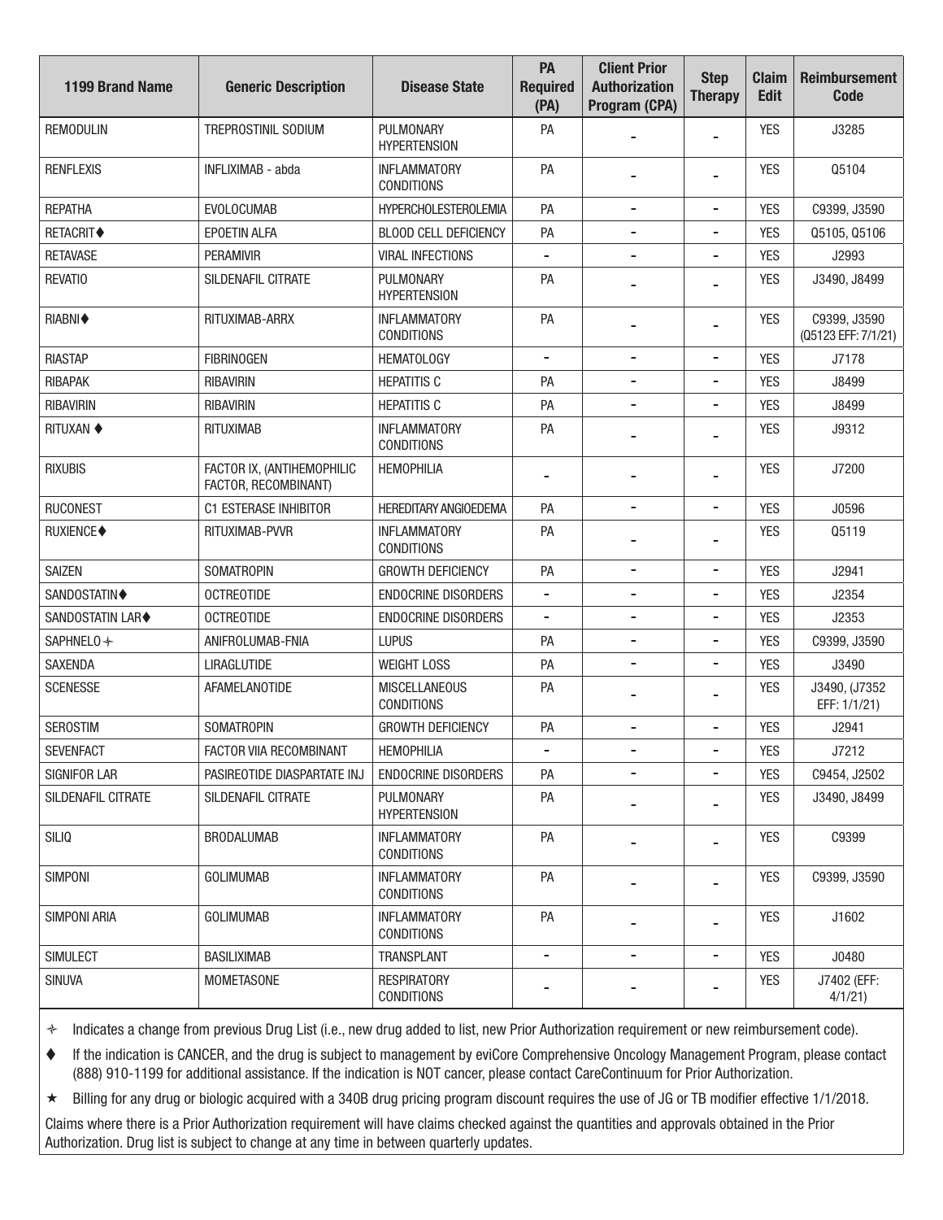| 1199 Brand Name | Generic Description | Disease State | PA Required (PA) | Client Prior Authorization Program (CPA) | Step Therapy | Claim Edit | Reimbursement Code |
|---|---|---|---|---|---|---|---|
| REMODULIN | TREPROSTINIL SODIUM | PULMONARY HYPERTENSION | PA | - | - | YES | J3285 |
| RENFLEXIS | INFLIXIMAB - abda | INFLAMMATORY CONDITIONS | PA | - | - | YES | Q5104 |
| REPATHA | EVOLOCUMAB | HYPERCHOLESTEROLEMIA | PA | - | - | YES | C9399, J3590 |
| RETACRIT♦ | EPOETIN ALFA | BLOOD CELL DEFICIENCY | PA | - | - | YES | Q5105, Q5106 |
| RETAVASE | PERAMIVIR | VIRAL INFECTIONS | - | - | - | YES | J2993 |
| REVATIO | SILDENAFIL CITRATE | PULMONARY HYPERTENSION | PA | - | - | YES | J3490, J8499 |
| RIABNI♦ | RITUXIMAB-ARRX | INFLAMMATORY CONDITIONS | PA | - | - | YES | C9399, J3590 (Q5123 EFF: 7/1/21) |
| RIASTAP | FIBRINOGEN | HEMATOLOGY | - | - | - | YES | J7178 |
| RIBAPAK | RIBAVIRIN | HEPATITIS C | PA | - | - | YES | J8499 |
| RIBAVIRIN | RIBAVIRIN | HEPATITIS C | PA | - | - | YES | J8499 |
| RITUXAN ♦ | RITUXIMAB | INFLAMMATORY CONDITIONS | PA | - | - | YES | J9312 |
| RIXUBIS | FACTOR IX, (ANTIHEMOPHILIC FACTOR, RECOMBINANT) | HEMOPHILIA | - | - | - | YES | J7200 |
| RUCONEST | C1 ESTERASE INHIBITOR | HEREDITARY ANGIOEDEMA | PA | - | - | YES | J0596 |
| RUXIENCE♦ | RITUXIMAB-PVVR | INFLAMMATORY CONDITIONS | PA | - | - | YES | Q5119 |
| SAIZEN | SOMATROPIN | GROWTH DEFICIENCY | PA | - | - | YES | J2941 |
| SANDOSTATIN♦ | OCTREOTIDE | ENDOCRINE DISORDERS | - | - | - | YES | J2354 |
| SANDOSTATIN LAR♦ | OCTREOTIDE | ENDOCRINE DISORDERS | - | - | - | YES | J2353 |
| SAPHNELO✧ | ANIFROLUMAB-FNIA | LUPUS | PA | - | - | YES | C9399, J3590 |
| SAXENDA | LIRAGLUTIDE | WEIGHT LOSS | PA | - | - | YES | J3490 |
| SCENESSE | AFAMELANOTIDE | MISCELLANEOUS CONDITIONS | PA | - | - | YES | J3490, (J7352 EFF: 1/1/21) |
| SEROSTIM | SOMATROPIN | GROWTH DEFICIENCY | PA | - | - | YES | J2941 |
| SEVENFACT | FACTOR VIIA RECOMBINANT | HEMOPHILIA | - | - | - | YES | J7212 |
| SIGNIFOR LAR | PASIREOTIDE DIASPARTATE INJ | ENDOCRINE DISORDERS | PA | - | - | YES | C9454, J2502 |
| SILDENAFIL CITRATE | SILDENAFIL CITRATE | PULMONARY HYPERTENSION | PA | - | - | YES | J3490, J8499 |
| SILIQ | BRODALUMAB | INFLAMMATORY CONDITIONS | PA | - | - | YES | C9399 |
| SIMPONI | GOLIMUMAB | INFLAMMATORY CONDITIONS | PA | - | - | YES | C9399, J3590 |
| SIMPONI ARIA | GOLIMUMAB | INFLAMMATORY CONDITIONS | PA | - | - | YES | J1602 |
| SIMULECT | BASILIXIMAB | TRANSPLANT | - | - | - | YES | J0480 |
| SINUVA | MOMETASONE | RESPIRATORY CONDITIONS | - | - | - | YES | J7402 (EFF: 4/1/21) |

✧ Indicates a change from previous Drug List (i.e., new drug added to list, new Prior Authorization requirement or new reimbursement code).

♦ If the indication is CANCER, and the drug is subject to management by eviCore Comprehensive Oncology Management Program, please contact (888) 910-1199 for additional assistance. If the indication is NOT cancer, please contact CareContinuum for Prior Authorization.

★ Billing for any drug or biologic acquired with a 340B drug pricing program discount requires the use of JG or TB modifier effective 1/1/2018.

Claims where there is a Prior Authorization requirement will have claims checked against the quantities and approvals obtained in the Prior Authorization. Drug list is subject to change at any time in between quarterly updates.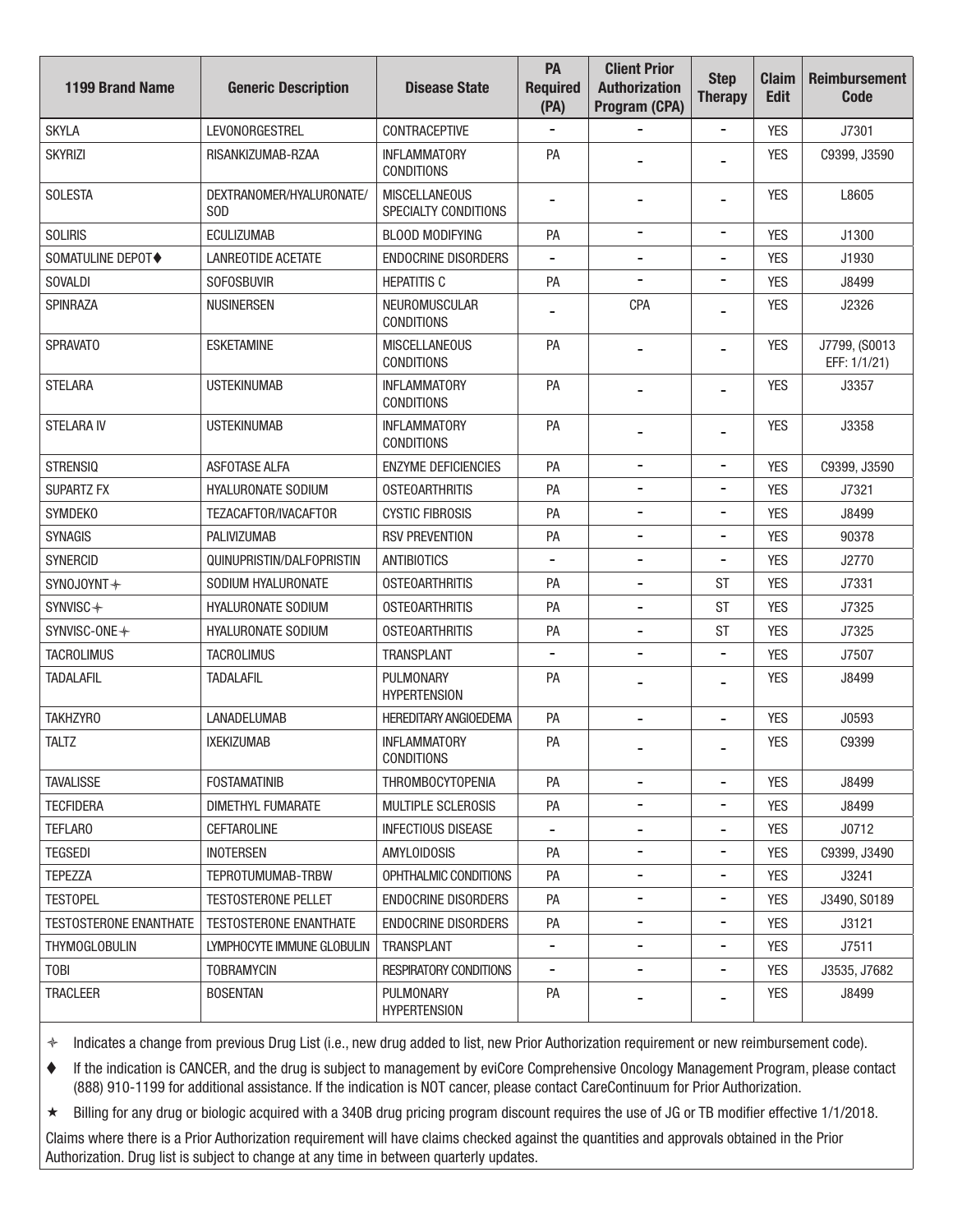| 1199 Brand Name | Generic Description | Disease State | PA Required (PA) | Client Prior Authorization Program (CPA) | Step Therapy | Claim Edit | Reimbursement Code |
|---|---|---|---|---|---|---|---|
| SKYLA | LEVONORGESTREL | CONTRACEPTIVE | - | - | - | YES | J7301 |
| SKYRIZI | RISANKIZUMAB-RZAA | INFLAMMATORY CONDITIONS | PA | - | - | YES | C9399, J3590 |
| SOLESTA | DEXTRANOMER/HYALURONATE/SOD | MISCELLANEOUS SPECIALTY CONDITIONS | - | - | - | YES | L8605 |
| SOLIRIS | ECULIZUMAB | BLOOD MODIFYING | PA | - | - | YES | J1300 |
| SOMATULINE DEPOT♦ | LANREOTIDE ACETATE | ENDOCRINE DISORDERS | - | - | - | YES | J1930 |
| SOVALDI | SOFOSBUVIR | HEPATITIS C | PA | - | - | YES | J8499 |
| SPINRAZA | NUSINERSEN | NEUROMUSCULAR CONDITIONS | - | CPA | - | YES | J2326 |
| SPRAVATO | ESKETAMINE | MISCELLANEOUS CONDITIONS | PA | - | - | YES | J7799, (S0013 EFF: 1/1/21) |
| STELARA | USTEKINUMAB | INFLAMMATORY CONDITIONS | PA | - | - | YES | J3357 |
| STELARA IV | USTEKINUMAB | INFLAMMATORY CONDITIONS | PA | - | - | YES | J3358 |
| STRENSIQ | ASFOTASE ALFA | ENZYME DEFICIENCIES | PA | - | - | YES | C9399, J3590 |
| SUPARTZ FX | HYALURONATE SODIUM | OSTEOARTHRITIS | PA | - | - | YES | J7321 |
| SYMDEKO | TEZACAFTOR/IVACAFTOR | CYSTIC FIBROSIS | PA | - | - | YES | J8499 |
| SYNAGIS | PALIVIZUMAB | RSV PREVENTION | PA | - | - | YES | 90378 |
| SYNERCID | QUINUPRISTIN/DALFOPRISTIN | ANTIBIOTICS | - | - | - | YES | J2770 |
| SYNOJOYNT✧ | SODIUM HYALURONATE | OSTEOARTHRITIS | PA | - | ST | YES | J7331 |
| SYNVISC✧ | HYALURONATE SODIUM | OSTEOARTHRITIS | PA | - | ST | YES | J7325 |
| SYNVISC-ONE✧ | HYALURONATE SODIUM | OSTEOARTHRITIS | PA | - | ST | YES | J7325 |
| TACROLIMUS | TACROLIMUS | TRANSPLANT | - | - | - | YES | J7507 |
| TADALAFIL | TADALAFIL | PULMONARY HYPERTENSION | PA | - | - | YES | J8499 |
| TAKHZYRO | LANADELUMAB | HEREDITARY ANGIOEDEMA | PA | - | - | YES | J0593 |
| TALTZ | IXEKIZUMAB | INFLAMMATORY CONDITIONS | PA | - | - | YES | C9399 |
| TAVALISSE | FOSTAMATINIB | THROMBOCYTOPENIA | PA | - | - | YES | J8499 |
| TECFIDERA | DIMETHYL FUMARATE | MULTIPLE SCLEROSIS | PA | - | - | YES | J8499 |
| TEFLARO | CEFTAROLINE | INFECTIOUS DISEASE | - | - | - | YES | J0712 |
| TEGSEDI | INOTERSEN | AMYLOIDOSIS | PA | - | - | YES | C9399, J3490 |
| TEPEZZA | TEPROTUMUMAB-TRBW | OPHTHALMIC CONDITIONS | PA | - | - | YES | J3241 |
| TESTOPEL | TESTOSTERONE PELLET | ENDOCRINE DISORDERS | PA | - | - | YES | J3490, S0189 |
| TESTOSTERONE ENANTHATE | TESTOSTERONE ENANTHATE | ENDOCRINE DISORDERS | PA | - | - | YES | J3121 |
| THYMOGLOBULIN | LYMPHOCYTE IMMUNE GLOBULIN | TRANSPLANT | - | - | - | YES | J7511 |
| TOBI | TOBRAMYCIN | RESPIRATORY CONDITIONS | - | - | - | YES | J3535, J7682 |
| TRACLEER | BOSENTAN | PULMONARY HYPERTENSION | PA | - | - | YES | J8499 |

✧ Indicates a change from previous Drug List (i.e., new drug added to list, new Prior Authorization requirement or new reimbursement code).

♦ If the indication is CANCER, and the drug is subject to management by eviCore Comprehensive Oncology Management Program, please contact (888) 910-1199 for additional assistance. If the indication is NOT cancer, please contact CareContinuum for Prior Authorization.

★ Billing for any drug or biologic acquired with a 340B drug pricing program discount requires the use of JG or TB modifier effective 1/1/2018.

Claims where there is a Prior Authorization requirement will have claims checked against the quantities and approvals obtained in the Prior Authorization. Drug list is subject to change at any time in between quarterly updates.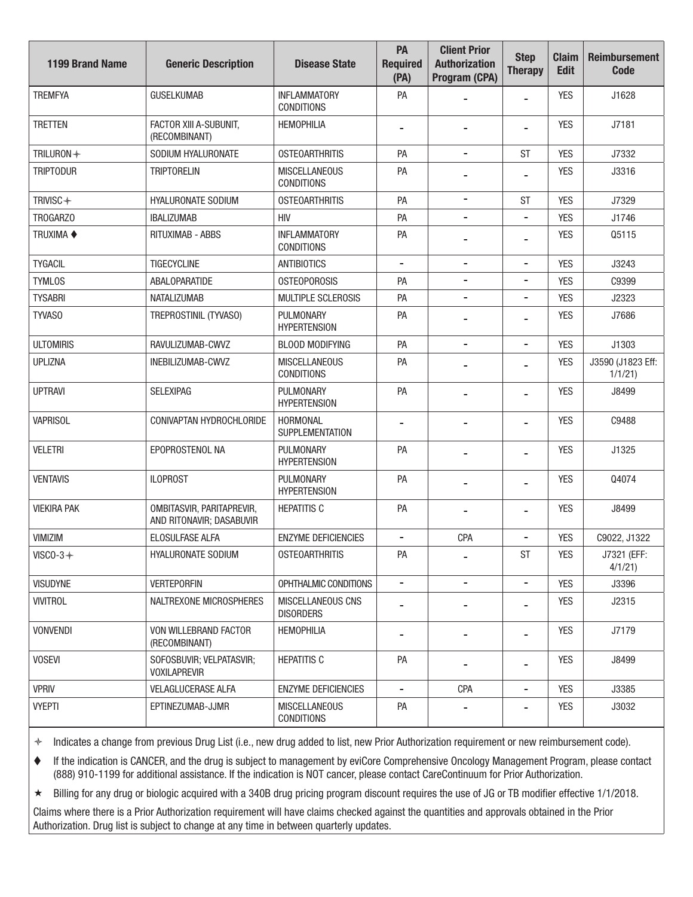| 1199 Brand Name | Generic Description | Disease State | PA Required (PA) | Client Prior Authorization Program (CPA) | Step Therapy | Claim Edit | Reimbursement Code |
|---|---|---|---|---|---|---|---|
| TREMFYA | GUSELKUMAB | INFLAMMATORY CONDITIONS | PA | - | - | YES | J1628 |
| TRETTEN | FACTOR XIII A-SUBUNIT, (RECOMBINANT) | HEMOPHILIA | - | - | - | YES | J7181 |
| TRILURON ✢ | SODIUM HYALURONATE | OSTEOARTHRITIS | PA | - | ST | YES | J7332 |
| TRIPTODUR | TRIPTORELIN | MISCELLANEOUS CONDITIONS | PA | - | - | YES | J3316 |
| TRIVISC ✢ | HYALURONATE SODIUM | OSTEOARTHRITIS | PA | - | ST | YES | J7329 |
| TROGARZO | IBALIZUMAB | HIV | PA | - | - | YES | J1746 |
| TRUXIMA ♦ | RITUXIMAB - ABBS | INFLAMMATORY CONDITIONS | PA | - | - | YES | Q5115 |
| TYGACIL | TIGECYCLINE | ANTIBIOTICS | - | - | - | YES | J3243 |
| TYMLOS | ABALOPARATIDE | OSTEOPOROSIS | PA | - | - | YES | C9399 |
| TYSABRI | NATALIZUMAB | MULTIPLE SCLEROSIS | PA | - | - | YES | J2323 |
| TYVASO | TREPROSTINIL (TYVASO) | PULMONARY HYPERTENSION | PA | - | - | YES | J7686 |
| ULTOMIRIS | RAVULIZUMAB-CWVZ | BLOOD MODIFYING | PA | - | - | YES | J1303 |
| UPLIZNA | INEBILIZUMAB-CWVZ | MISCELLANEOUS CONDITIONS | PA | - | - | YES | J3590 (J1823 Eff: 1/1/21) |
| UPTRAVI | SELEXIPAG | PULMONARY HYPERTENSION | PA | - | - | YES | J8499 |
| VAPRISOL | CONIVAPTAN HYDROCHLORIDE | HORMONAL SUPPLEMENTATION | - | - | - | YES | C9488 |
| VELETRI | EPOPROSTENOL NA | PULMONARY HYPERTENSION | PA | - | - | YES | J1325 |
| VENTAVIS | ILOPROST | PULMONARY HYPERTENSION | PA | - | - | YES | Q4074 |
| VIEKIRA PAK | OMBITASVIR, PARITAPREVIR, AND RITONAVIR; DASABUVIR | HEPATITIS C | PA | - | - | YES | J8499 |
| VIMIZIM | ELOSULFASE ALFA | ENZYME DEFICIENCIES | - | CPA | - | YES | C9022, J1322 |
| VISCO-3 ✢ | HYALURONATE SODIUM | OSTEOARTHRITIS | PA | - | ST | YES | J7321 (EFF: 4/1/21) |
| VISUDYNE | VERTEPORFIN | OPHTHALMIC CONDITIONS | - | - | - | YES | J3396 |
| VIVITROL | NALTREXONE MICROSPHERES | MISCELLANEOUS CNS DISORDERS | - | - | - | YES | J2315 |
| VONVENDI | VON WILLEBRAND FACTOR (RECOMBINANT) | HEMOPHILIA | - | - | - | YES | J7179 |
| VOSEVI | SOFOSBUVIR; VELPATASVIR; VOXILAPREVIR | HEPATITIS C | PA | - | - | YES | J8499 |
| VPRIV | VELAGLUCERASE ALFA | ENZYME DEFICIENCIES | - | CPA | - | YES | J3385 |
| VYEPTI | EPTINEZUMAB-JJMR | MISCELLANEOUS CONDITIONS | PA | - | - | YES | J3032 |

✢ Indicates a change from previous Drug List (i.e., new drug added to list, new Prior Authorization requirement or new reimbursement code).

♦ If the indication is CANCER, and the drug is subject to management by eviCore Comprehensive Oncology Management Program, please contact (888) 910-1199 for additional assistance. If the indication is NOT cancer, please contact CareContinuum for Prior Authorization.

★ Billing for any drug or biologic acquired with a 340B drug pricing program discount requires the use of JG or TB modifier effective 1/1/2018.

Claims where there is a Prior Authorization requirement will have claims checked against the quantities and approvals obtained in the Prior Authorization. Drug list is subject to change at any time in between quarterly updates.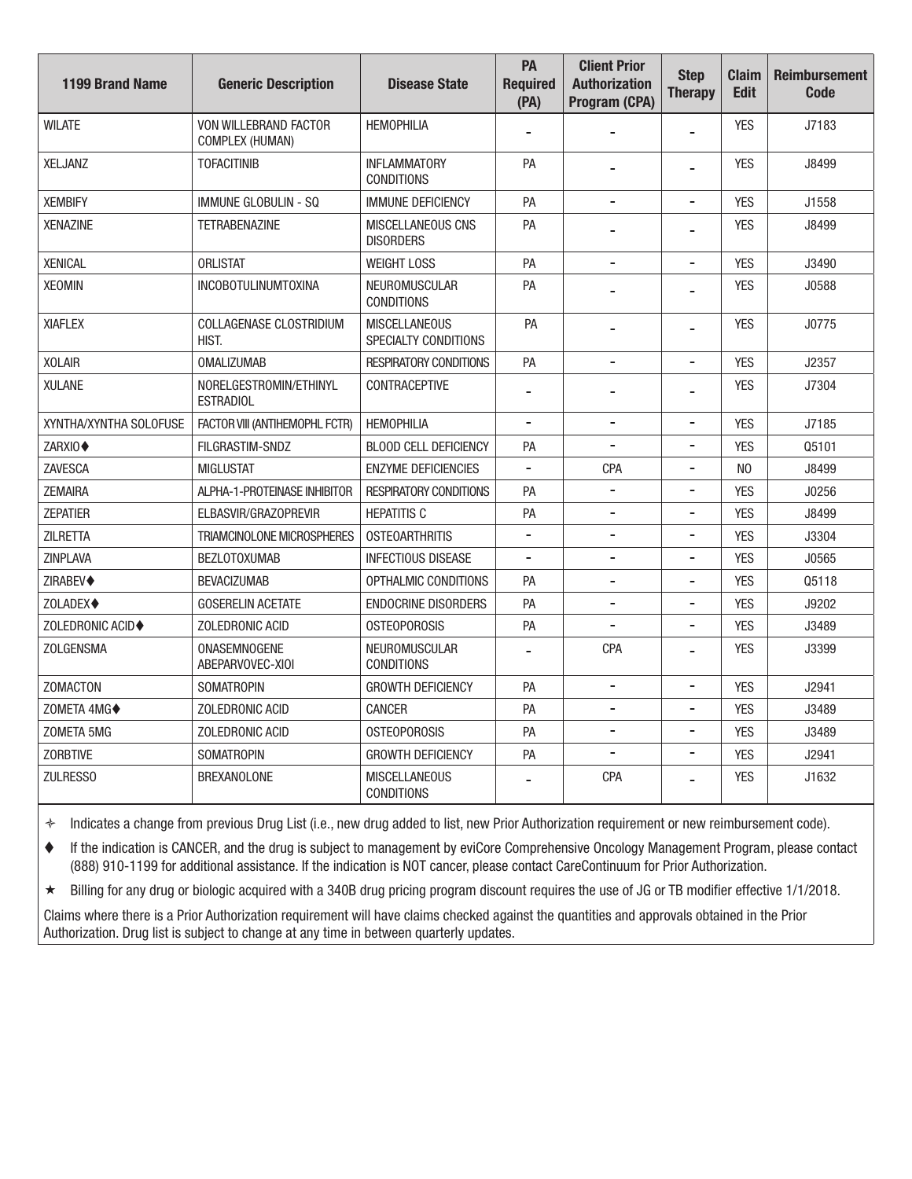| 1199 Brand Name | Generic Description | Disease State | PA Required (PA) | Client Prior Authorization Program (CPA) | Step Therapy | Claim Edit | Reimbursement Code |
|---|---|---|---|---|---|---|---|
| WILATE | VON WILLEBRAND FACTOR COMPLEX (HUMAN) | HEMOPHILIA | - | - | - | YES | J7183 |
| XELJANZ | TOFACITINIB | INFLAMMATORY CONDITIONS | PA | - | - | YES | J8499 |
| XEMBIFY | IMMUNE GLOBULIN - SQ | IMMUNE DEFICIENCY | PA | - | - | YES | J1558 |
| XENAZINE | TETRABENAZINE | MISCELLANEOUS CNS DISORDERS | PA | - | - | YES | J8499 |
| XENICAL | ORLISTAT | WEIGHT LOSS | PA | - | - | YES | J3490 |
| XEOMIN | INCOBOTULINUMTOXINA | NEUROMUSCULAR CONDITIONS | PA | - | - | YES | J0588 |
| XIAFLEX | COLLAGENASE CLOSTRIDIUM HIST. | MISCELLANEOUS SPECIALTY CONDITIONS | PA | - | - | YES | J0775 |
| XOLAIR | OMALIZUMAB | RESPIRATORY CONDITIONS | PA | - | - | YES | J2357 |
| XULANE | NORELGESTROMIN/ETHINYL ESTRADIOL | CONTRACEPTIVE | - | - | - | YES | J7304 |
| XYNTHA/XYNTHA SOLOFUSE | FACTOR VIII (ANTIHEMOPHL FCTR) | HEMOPHILIA | - | - | - | YES | J7185 |
| ZARXIO♦ | FILGRASTIM-SNDZ | BLOOD CELL DEFICIENCY | PA | - | - | YES | Q5101 |
| ZAVESCA | MIGLUSTAT | ENZYME DEFICIENCIES | - | CPA | - | NO | J8499 |
| ZEMAIRA | ALPHA-1-PROTEINASE INHIBITOR | RESPIRATORY CONDITIONS | PA | - | - | YES | J0256 |
| ZEPATIER | ELBASVIR/GRAZOPREVIR | HEPATITIS C | PA | - | - | YES | J8499 |
| ZILRETTA | TRIAMCINOLONE MICROSPHERES | OSTEOARTHRITIS | - | - | - | YES | J3304 |
| ZINPLAVA | BEZLOTOXUMAB | INFECTIOUS DISEASE | - | - | - | YES | J0565 |
| ZIRABEV♦ | BEVACIZUMAB | OPTHALMIC CONDITIONS | PA | - | - | YES | Q5118 |
| ZOLADEX♦ | GOSERELIN ACETATE | ENDOCRINE DISORDERS | PA | - | - | YES | J9202 |
| ZOLEDRONIC ACID♦ | ZOLEDRONIC ACID | OSTEOPOROSIS | PA | - | - | YES | J3489 |
| ZOLGENSMA | ONASEMNOGENE ABEPARVOVEC-XIOI | NEUROMUSCULAR CONDITIONS | - | CPA | - | YES | J3399 |
| ZOMACTON | SOMATROPIN | GROWTH DEFICIENCY | PA | - | - | YES | J2941 |
| ZOMETA 4MG♦ | ZOLEDRONIC ACID | CANCER | PA | - | - | YES | J3489 |
| ZOMETA 5MG | ZOLEDRONIC ACID | OSTEOPOROSIS | PA | - | - | YES | J3489 |
| ZORBTIVE | SOMATROPIN | GROWTH DEFICIENCY | PA | - | - | YES | J2941 |
| ZULRESSO | BREXANOLONE | MISCELLANEOUS CONDITIONS | - | CPA | - | YES | J1632 |

✢ Indicates a change from previous Drug List (i.e., new drug added to list, new Prior Authorization requirement or new reimbursement code).

♦ If the indication is CANCER, and the drug is subject to management by eviCore Comprehensive Oncology Management Program, please contact (888) 910-1199 for additional assistance. If the indication is NOT cancer, please contact CareContinuum for Prior Authorization.

★ Billing for any drug or biologic acquired with a 340B drug pricing program discount requires the use of JG or TB modifier effective 1/1/2018.

Claims where there is a Prior Authorization requirement will have claims checked against the quantities and approvals obtained in the Prior Authorization. Drug list is subject to change at any time in between quarterly updates.